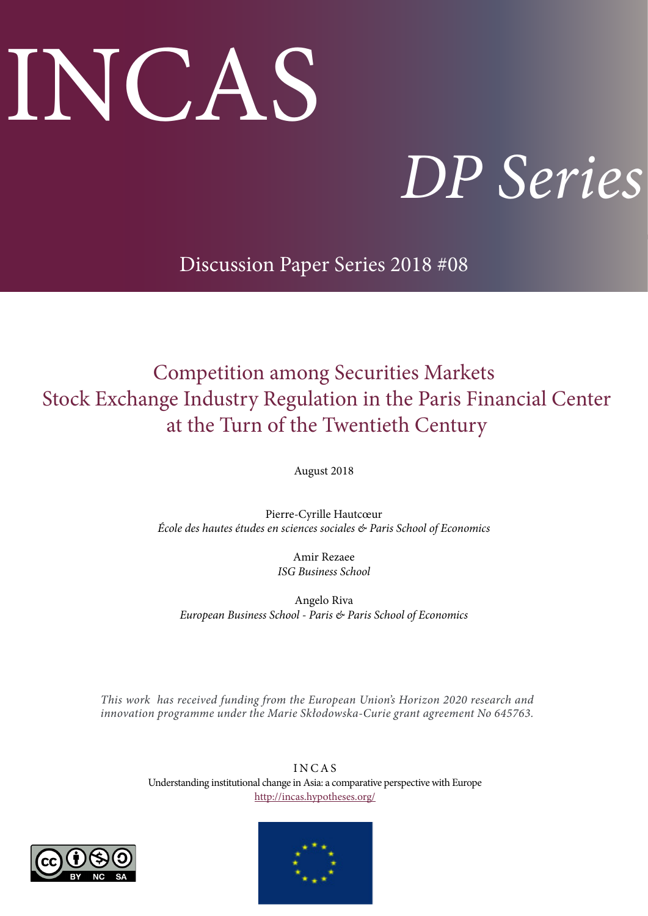# INCAS

## *DP Series*

Discussion Paper Series 2018 #08

# Competition among Securities Markets Stock Exchange Industry Regulation in the Paris Financial Center at the Turn of the Twentieth Century

August 2018

Pierre-Cyrille Hautcœur
*École des hautes études en sciences sociales & Paris School of Economics*

Amir Rezaee
*ISG Business School*

Angelo Riva
*European Business School - Paris & Paris School of Economics*

*This work has received funding from the European Union's Horizon 2020 research and innovation programme under the Marie Skłodowska-Curie grant agreement No 645763.*

INCAS
Understanding institutional change in Asia: a comparative perspective with Europe
http://incas.hypotheses.org/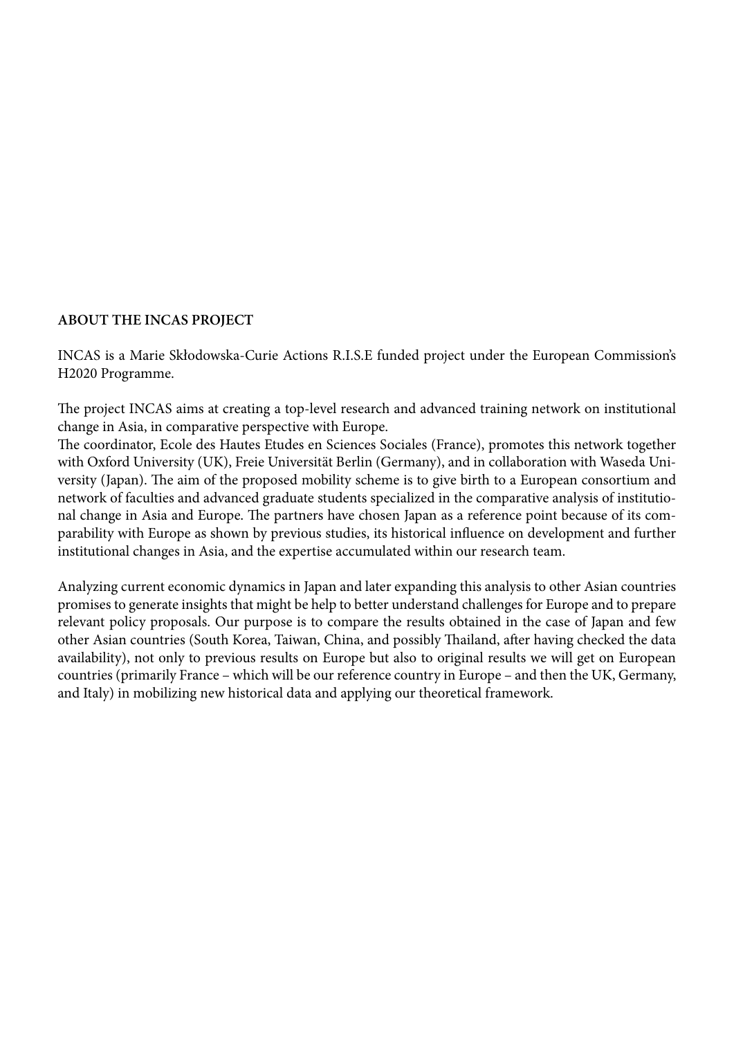## ABOUT THE INCAS PROJECT

INCAS is a Marie Skłodowska-Curie Actions R.I.S.E funded project under the European Commission's H2020 Programme.

The project INCAS aims at creating a top-level research and advanced training network on institutional change in Asia, in comparative perspective with Europe.
The coordinator, Ecole des Hautes Etudes en Sciences Sociales (France), promotes this network together with Oxford University (UK), Freie Universität Berlin (Germany), and in collaboration with Waseda University (Japan). The aim of the proposed mobility scheme is to give birth to a European consortium and network of faculties and advanced graduate students specialized in the comparative analysis of institutional change in Asia and Europe. The partners have chosen Japan as a reference point because of its comparability with Europe as shown by previous studies, its historical influence on development and further institutional changes in Asia, and the expertise accumulated within our research team.

Analyzing current economic dynamics in Japan and later expanding this analysis to other Asian countries promises to generate insights that might be help to better understand challenges for Europe and to prepare relevant policy proposals. Our purpose is to compare the results obtained in the case of Japan and few other Asian countries (South Korea, Taiwan, China, and possibly Thailand, after having checked the data availability), not only to previous results on Europe but also to original results we will get on European countries (primarily France – which will be our reference country in Europe – and then the UK, Germany, and Italy) in mobilizing new historical data and applying our theoretical framework.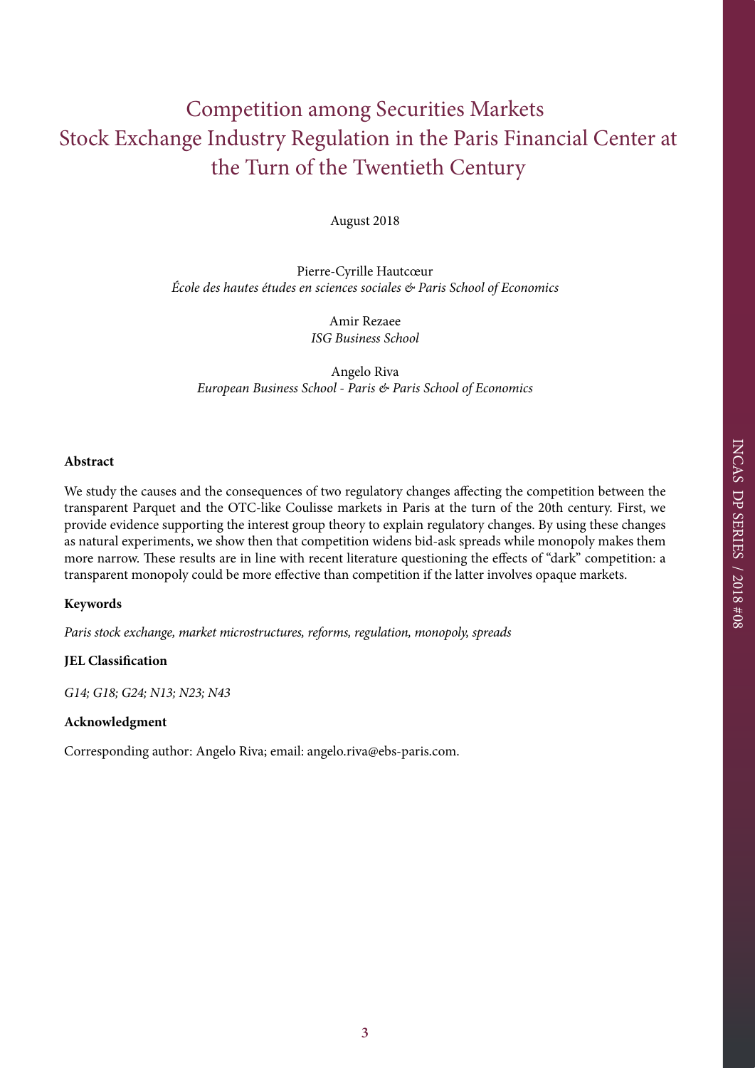# Competition among Securities Markets
# Stock Exchange Industry Regulation in the Paris Financial Center at the Turn of the Twentieth Century

August 2018

Pierre-Cyrille Hautcœur
*École des hautes études en sciences sociales & Paris School of Economics*

Amir Rezaee
*ISG Business School*

Angelo Riva
*European Business School - Paris & Paris School of Economics*

**Abstract**

We study the causes and the consequences of two regulatory changes affecting the competition between the transparent Parquet and the OTC-like Coulisse markets in Paris at the turn of the 20th century. First, we provide evidence supporting the interest group theory to explain regulatory changes. By using these changes as natural experiments, we show then that competition widens bid-ask spreads while monopoly makes them more narrow. These results are in line with recent literature questioning the effects of "dark" competition: a transparent monopoly could be more effective than competition if the latter involves opaque markets.

**Keywords**

*Paris stock exchange, market microstructures, reforms, regulation, monopoly, spreads*

**JEL Classification**

*G14; G18; G24; N13; N23; N43*

**Acknowledgment**

Corresponding author: Angelo Riva; email: angelo.riva@ebs-paris.com.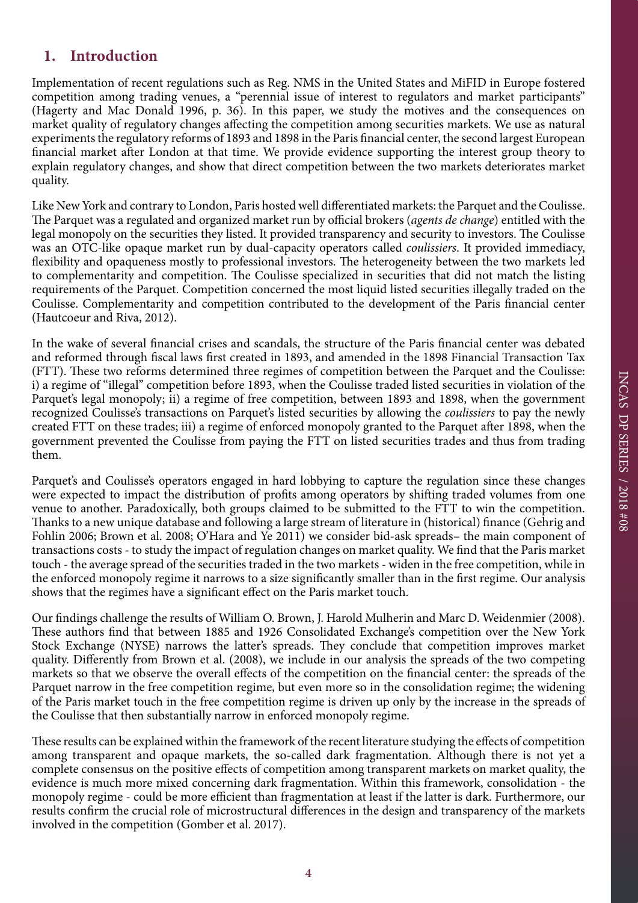## 1. Introduction

Implementation of recent regulations such as Reg. NMS in the United States and MiFID in Europe fostered competition among trading venues, a "perennial issue of interest to regulators and market participants" (Hagerty and Mac Donald 1996, p. 36). In this paper, we study the motives and the consequences on market quality of regulatory changes affecting the competition among securities markets. We use as natural experiments the regulatory reforms of 1893 and 1898 in the Paris financial center, the second largest European financial market after London at that time. We provide evidence supporting the interest group theory to explain regulatory changes, and show that direct competition between the two markets deteriorates market quality.

Like New York and contrary to London, Paris hosted well differentiated markets: the Parquet and the Coulisse. The Parquet was a regulated and organized market run by official brokers (*agents de change*) entitled with the legal monopoly on the securities they listed. It provided transparency and security to investors. The Coulisse was an OTC-like opaque market run by dual-capacity operators called *coulissiers*. It provided immediacy, flexibility and opaqueness mostly to professional investors. The heterogeneity between the two markets led to complementarity and competition. The Coulisse specialized in securities that did not match the listing requirements of the Parquet. Competition concerned the most liquid listed securities illegally traded on the Coulisse. Complementarity and competition contributed to the development of the Paris financial center (Hautcoeur and Riva, 2012).

In the wake of several financial crises and scandals, the structure of the Paris financial center was debated and reformed through fiscal laws first created in 1893, and amended in the 1898 Financial Transaction Tax (FTT). These two reforms determined three regimes of competition between the Parquet and the Coulisse: i) a regime of "illegal" competition before 1893, when the Coulisse traded listed securities in violation of the Parquet's legal monopoly; ii) a regime of free competition, between 1893 and 1898, when the government recognized Coulisse's transactions on Parquet's listed securities by allowing the *coulissiers* to pay the newly created FTT on these trades; iii) a regime of enforced monopoly granted to the Parquet after 1898, when the government prevented the Coulisse from paying the FTT on listed securities trades and thus from trading them.

Parquet's and Coulisse's operators engaged in hard lobbying to capture the regulation since these changes were expected to impact the distribution of profits among operators by shifting traded volumes from one venue to another. Paradoxically, both groups claimed to be submitted to the FTT to win the competition. Thanks to a new unique database and following a large stream of literature in (historical) finance (Gehrig and Fohlin 2006; Brown et al. 2008; O'Hara and Ye 2011) we consider bid-ask spreads– the main component of transactions costs - to study the impact of regulation changes on market quality. We find that the Paris market touch - the average spread of the securities traded in the two markets - widen in the free competition, while in the enforced monopoly regime it narrows to a size significantly smaller than in the first regime. Our analysis shows that the regimes have a significant effect on the Paris market touch.

Our findings challenge the results of William O. Brown, J. Harold Mulherin and Marc D. Weidenmier (2008). These authors find that between 1885 and 1926 Consolidated Exchange's competition over the New York Stock Exchange (NYSE) narrows the latter's spreads. They conclude that competition improves market quality. Differently from Brown et al. (2008), we include in our analysis the spreads of the two competing markets so that we observe the overall effects of the competition on the financial center: the spreads of the Parquet narrow in the free competition regime, but even more so in the consolidation regime; the widening of the Paris market touch in the free competition regime is driven up only by the increase in the spreads of the Coulisse that then substantially narrow in enforced monopoly regime.

These results can be explained within the framework of the recent literature studying the effects of competition among transparent and opaque markets, the so-called dark fragmentation. Although there is not yet a complete consensus on the positive effects of competition among transparent markets on market quality, the evidence is much more mixed concerning dark fragmentation. Within this framework, consolidation - the monopoly regime - could be more efficient than fragmentation at least if the latter is dark. Furthermore, our results confirm the crucial role of microstructural differences in the design and transparency of the markets involved in the competition (Gomber et al. 2017).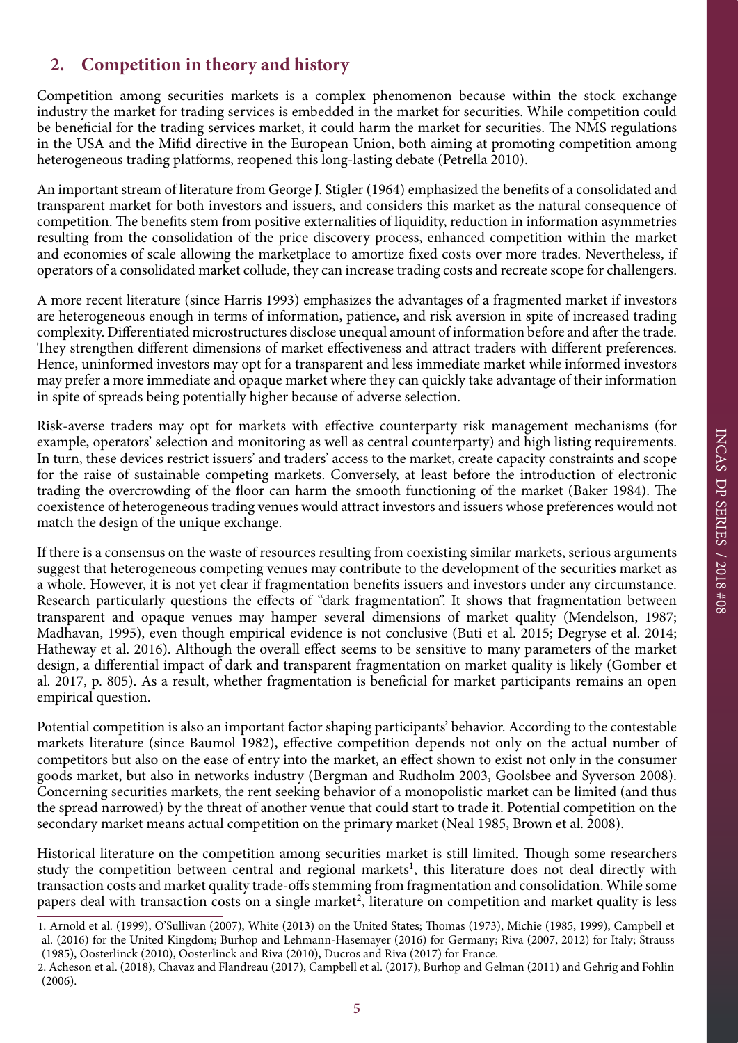## 2. Competition in theory and history

Competition among securities markets is a complex phenomenon because within the stock exchange industry the market for trading services is embedded in the market for securities. While competition could be beneficial for the trading services market, it could harm the market for securities. The NMS regulations in the USA and the Mifid directive in the European Union, both aiming at promoting competition among heterogeneous trading platforms, reopened this long-lasting debate (Petrella 2010).

An important stream of literature from George J. Stigler (1964) emphasized the benefits of a consolidated and transparent market for both investors and issuers, and considers this market as the natural consequence of competition. The benefits stem from positive externalities of liquidity, reduction in information asymmetries resulting from the consolidation of the price discovery process, enhanced competition within the market and economies of scale allowing the marketplace to amortize fixed costs over more trades. Nevertheless, if operators of a consolidated market collude, they can increase trading costs and recreate scope for challengers.

A more recent literature (since Harris 1993) emphasizes the advantages of a fragmented market if investors are heterogeneous enough in terms of information, patience, and risk aversion in spite of increased trading complexity. Differentiated microstructures disclose unequal amount of information before and after the trade. They strengthen different dimensions of market effectiveness and attract traders with different preferences. Hence, uninformed investors may opt for a transparent and less immediate market while informed investors may prefer a more immediate and opaque market where they can quickly take advantage of their information in spite of spreads being potentially higher because of adverse selection.

Risk-averse traders may opt for markets with effective counterparty risk management mechanisms (for example, operators' selection and monitoring as well as central counterparty) and high listing requirements. In turn, these devices restrict issuers' and traders' access to the market, create capacity constraints and scope for the raise of sustainable competing markets. Conversely, at least before the introduction of electronic trading the overcrowding of the floor can harm the smooth functioning of the market (Baker 1984). The coexistence of heterogeneous trading venues would attract investors and issuers whose preferences would not match the design of the unique exchange.

If there is a consensus on the waste of resources resulting from coexisting similar markets, serious arguments suggest that heterogeneous competing venues may contribute to the development of the securities market as a whole. However, it is not yet clear if fragmentation benefits issuers and investors under any circumstance. Research particularly questions the effects of "dark fragmentation". It shows that fragmentation between transparent and opaque venues may hamper several dimensions of market quality (Mendelson, 1987; Madhavan, 1995), even though empirical evidence is not conclusive (Buti et al. 2015; Degryse et al. 2014; Hatheway et al. 2016). Although the overall effect seems to be sensitive to many parameters of the market design, a differential impact of dark and transparent fragmentation on market quality is likely (Gomber et al. 2017, p. 805). As a result, whether fragmentation is beneficial for market participants remains an open empirical question.

Potential competition is also an important factor shaping participants' behavior. According to the contestable markets literature (since Baumol 1982), effective competition depends not only on the actual number of competitors but also on the ease of entry into the market, an effect shown to exist not only in the consumer goods market, but also in networks industry (Bergman and Rudholm 2003, Goolsbee and Syverson 2008). Concerning securities markets, the rent seeking behavior of a monopolistic market can be limited (and thus the spread narrowed) by the threat of another venue that could start to trade it. Potential competition on the secondary market means actual competition on the primary market (Neal 1985, Brown et al. 2008).

Historical literature on the competition among securities market is still limited. Though some researchers study the competition between central and regional markets[1], this literature does not deal directly with transaction costs and market quality trade-offs stemming from fragmentation and consolidation. While some papers deal with transaction costs on a single market[2], literature on competition and market quality is less

1. Arnold et al. (1999), O'Sullivan (2007), White (2013) on the United States; Thomas (1973), Michie (1985, 1999), Campbell et al. (2016) for the United Kingdom; Burhop and Lehmann-Hasemayer (2016) for Germany; Riva (2007, 2012) for Italy; Strauss (1985), Oosterlinck (2010), Oosterlinck and Riva (2010), Ducros and Riva (2017) for France.

2. Acheson et al. (2018), Chavaz and Flandreau (2017), Campbell et al. (2017), Burhop and Gelman (2011) and Gehrig and Fohlin (2006).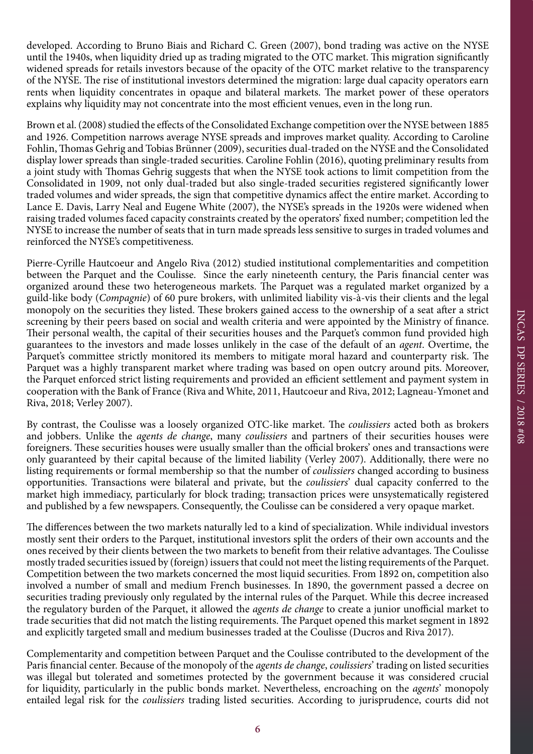developed. According to Bruno Biais and Richard C. Green (2007), bond trading was active on the NYSE until the 1940s, when liquidity dried up as trading migrated to the OTC market. This migration significantly widened spreads for retails investors because of the opacity of the OTC market relative to the transparency of the NYSE. The rise of institutional investors determined the migration: large dual capacity operators earn rents when liquidity concentrates in opaque and bilateral markets. The market power of these operators explains why liquidity may not concentrate into the most efficient venues, even in the long run.

Brown et al. (2008) studied the effects of the Consolidated Exchange competition over the NYSE between 1885 and 1926. Competition narrows average NYSE spreads and improves market quality. According to Caroline Fohlin, Thomas Gehrig and Tobias Brünner (2009), securities dual-traded on the NYSE and the Consolidated display lower spreads than single-traded securities. Caroline Fohlin (2016), quoting preliminary results from a joint study with Thomas Gehrig suggests that when the NYSE took actions to limit competition from the Consolidated in 1909, not only dual-traded but also single-traded securities registered significantly lower traded volumes and wider spreads, the sign that competitive dynamics affect the entire market. According to Lance E. Davis, Larry Neal and Eugene White (2007), the NYSE's spreads in the 1920s were widened when raising traded volumes faced capacity constraints created by the operators' fixed number; competition led the NYSE to increase the number of seats that in turn made spreads less sensitive to surges in traded volumes and reinforced the NYSE's competitiveness.

Pierre-Cyrille Hautcoeur and Angelo Riva (2012) studied institutional complementarities and competition between the Parquet and the Coulisse. Since the early nineteenth century, the Paris financial center was organized around these two heterogeneous markets. The Parquet was a regulated market organized by a guild-like body (*Compagnie*) of 60 pure brokers, with unlimited liability vis-à-vis their clients and the legal monopoly on the securities they listed. These brokers gained access to the ownership of a seat after a strict screening by their peers based on social and wealth criteria and were appointed by the Ministry of finance. Their personal wealth, the capital of their securities houses and the Parquet's common fund provided high guarantees to the investors and made losses unlikely in the case of the default of an *agent*. Overtime, the Parquet's committee strictly monitored its members to mitigate moral hazard and counterparty risk. The Parquet was a highly transparent market where trading was based on open outcry around pits. Moreover, the Parquet enforced strict listing requirements and provided an efficient settlement and payment system in cooperation with the Bank of France (Riva and White, 2011, Hautcoeur and Riva, 2012; Lagneau-Ymonet and Riva, 2018; Verley 2007).

By contrast, the Coulisse was a loosely organized OTC-like market. The *coulissiers* acted both as brokers and jobbers. Unlike the *agents de change*, many *coulissiers* and partners of their securities houses were foreigners. These securities houses were usually smaller than the official brokers' ones and transactions were only guaranteed by their capital because of the limited liability (Verley 2007). Additionally, there were no listing requirements or formal membership so that the number of *coulissiers* changed according to business opportunities. Transactions were bilateral and private, but the *coulissiers*' dual capacity conferred to the market high immediacy, particularly for block trading; transaction prices were unsystematically registered and published by a few newspapers. Consequently, the Coulisse can be considered a very opaque market.

The differences between the two markets naturally led to a kind of specialization. While individual investors mostly sent their orders to the Parquet, institutional investors split the orders of their own accounts and the ones received by their clients between the two markets to benefit from their relative advantages. The Coulisse mostly traded securities issued by (foreign) issuers that could not meet the listing requirements of the Parquet. Competition between the two markets concerned the most liquid securities. From 1892 on, competition also involved a number of small and medium French businesses. In 1890, the government passed a decree on securities trading previously only regulated by the internal rules of the Parquet. While this decree increased the regulatory burden of the Parquet, it allowed the *agents de change* to create a junior unofficial market to trade securities that did not match the listing requirements. The Parquet opened this market segment in 1892 and explicitly targeted small and medium businesses traded at the Coulisse (Ducros and Riva 2017).

Complementarity and competition between Parquet and the Coulisse contributed to the development of the Paris financial center. Because of the monopoly of the *agents de change*, *coulissiers*' trading on listed securities was illegal but tolerated and sometimes protected by the government because it was considered crucial for liquidity, particularly in the public bonds market. Nevertheless, encroaching on the *agents*' monopoly entailed legal risk for the *coulissiers* trading listed securities. According to jurisprudence, courts did not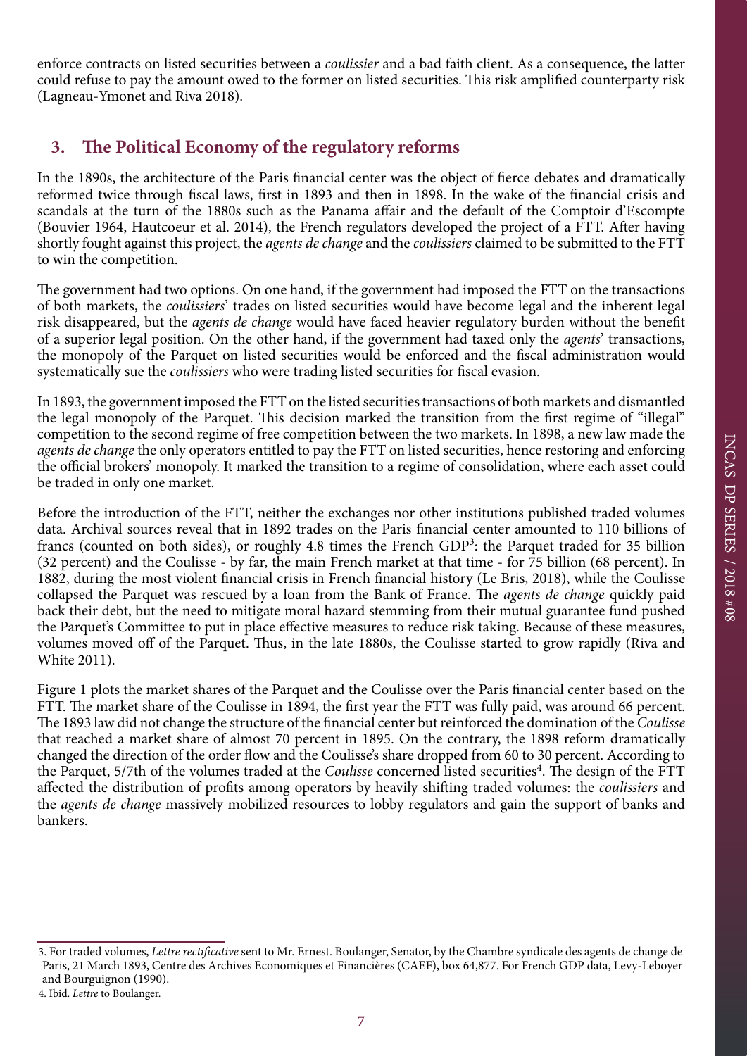enforce contracts on listed securities between a *coulissier* and a bad faith client. As a consequence, the latter could refuse to pay the amount owed to the former on listed securities. This risk amplified counterparty risk (Lagneau-Ymonet and Riva 2018).

## 3. The Political Economy of the regulatory reforms

In the 1890s, the architecture of the Paris financial center was the object of fierce debates and dramatically reformed twice through fiscal laws, first in 1893 and then in 1898. In the wake of the financial crisis and scandals at the turn of the 1880s such as the Panama affair and the default of the Comptoir d'Escompte (Bouvier 1964, Hautcoeur et al. 2014), the French regulators developed the project of a FTT. After having shortly fought against this project, the *agents de change* and the *coulissiers* claimed to be submitted to the FTT to win the competition.

The government had two options. On one hand, if the government had imposed the FTT on the transactions of both markets, the *coulissiers*' trades on listed securities would have become legal and the inherent legal risk disappeared, but the *agents de change* would have faced heavier regulatory burden without the benefit of a superior legal position. On the other hand, if the government had taxed only the *agents*' transactions, the monopoly of the Parquet on listed securities would be enforced and the fiscal administration would systematically sue the *coulissiers* who were trading listed securities for fiscal evasion.

In 1893, the government imposed the FTT on the listed securities transactions of both markets and dismantled the legal monopoly of the Parquet. This decision marked the transition from the first regime of "illegal" competition to the second regime of free competition between the two markets. In 1898, a new law made the *agents de change* the only operators entitled to pay the FTT on listed securities, hence restoring and enforcing the official brokers' monopoly. It marked the transition to a regime of consolidation, where each asset could be traded in only one market.

Before the introduction of the FTT, neither the exchanges nor other institutions published traded volumes data. Archival sources reveal that in 1892 trades on the Paris financial center amounted to 110 billions of francs (counted on both sides), or roughly 4.8 times the French GDP[3]: the Parquet traded for 35 billion (32 percent) and the Coulisse - by far, the main French market at that time - for 75 billion (68 percent). In 1882, during the most violent financial crisis in French financial history (Le Bris, 2018), while the Coulisse collapsed the Parquet was rescued by a loan from the Bank of France. The *agents de change* quickly paid back their debt, but the need to mitigate moral hazard stemming from their mutual guarantee fund pushed the Parquet's Committee to put in place effective measures to reduce risk taking. Because of these measures, volumes moved off of the Parquet. Thus, in the late 1880s, the Coulisse started to grow rapidly (Riva and White 2011).

Figure 1 plots the market shares of the Parquet and the Coulisse over the Paris financial center based on the FTT. The market share of the Coulisse in 1894, the first year the FTT was fully paid, was around 66 percent. The 1893 law did not change the structure of the financial center but reinforced the domination of the *Coulisse* that reached a market share of almost 70 percent in 1895. On the contrary, the 1898 reform dramatically changed the direction of the order flow and the Coulisse's share dropped from 60 to 30 percent. According to the Parquet, 5/7th of the volumes traded at the *Coulisse* concerned listed securities[4]. The design of the FTT affected the distribution of profits among operators by heavily shifting traded volumes: the *coulissiers* and the *agents de change* massively mobilized resources to lobby regulators and gain the support of banks and bankers.

---

3. For traded volumes, *Lettre rectificative* sent to Mr. Ernest. Boulanger, Senator, by the Chambre syndicale des agents de change de Paris, 21 March 1893, Centre des Archives Economiques et Financières (CAEF), box 64,877. For French GDP data, Levy-Leboyer and Bourguignon (1990).

4. Ibid. *Lettre* to Boulanger.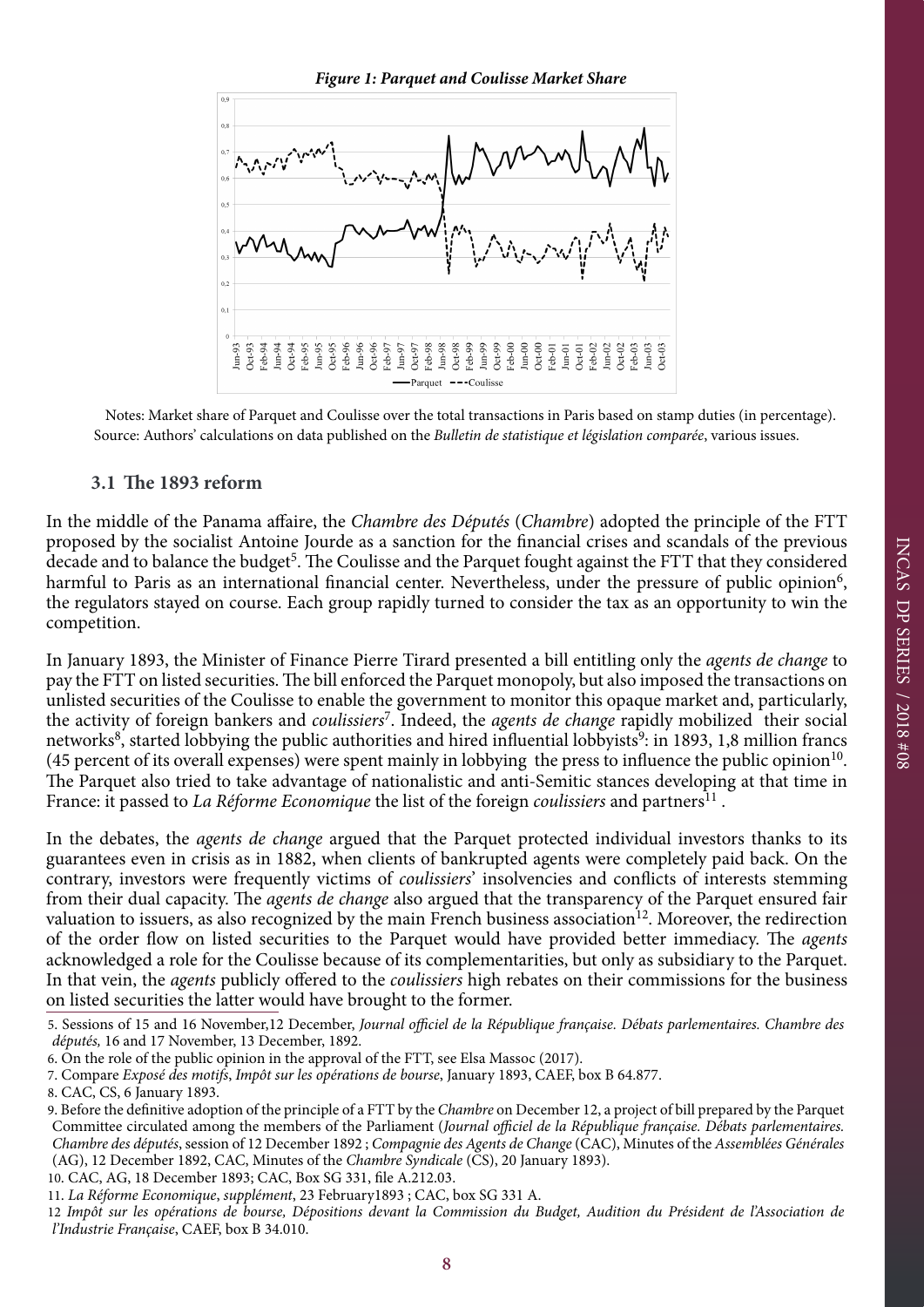*Figure 1: Parquet and Coulisse Market Share*

Notes: Market share of Parquet and Coulisse over the total transactions in Paris based on stamp duties (in percentage). Source: Authors' calculations on data published on the *Bulletin de statistique et législation comparée*, various issues.

### 3.1 The 1893 reform

In the middle of the Panama affaire, the *Chambre des Députés* (*Chambre*) adopted the principle of the FTT proposed by the socialist Antoine Jourde as a sanction for the financial crises and scandals of the previous decade and to balance the budget[5]. The Coulisse and the Parquet fought against the FTT that they considered harmful to Paris as an international financial center. Nevertheless, under the pressure of public opinion[6], the regulators stayed on course. Each group rapidly turned to consider the tax as an opportunity to win the competition.

In January 1893, the Minister of Finance Pierre Tirard presented a bill entitling only the *agents de change* to pay the FTT on listed securities. The bill enforced the Parquet monopoly, but also imposed the transactions on unlisted securities of the Coulisse to enable the government to monitor this opaque market and, particularly, the activity of foreign bankers and *coulissiers*[7]. Indeed, the *agents de change* rapidly mobilized their social networks[8], started lobbying the public authorities and hired influential lobbyists[9]: in 1893, 1,8 million francs (45 percent of its overall expenses) were spent mainly in lobbying the press to influence the public opinion[10]. The Parquet also tried to take advantage of nationalistic and anti-Semitic stances developing at that time in France: it passed to *La Réforme Economique* the list of the foreign *coulissiers* and partners[11].

In the debates, the *agents de change* argued that the Parquet protected individual investors thanks to its guarantees even in crisis as in 1882, when clients of bankrupted agents were completely paid back. On the contrary, investors were frequently victims of *coulissiers*' insolvencies and conflicts of interests stemming from their dual capacity. The *agents de change* also argued that the transparency of the Parquet ensured fair valuation to issuers, as also recognized by the main French business association[12]. Moreover, the redirection of the order flow on listed securities to the Parquet would have provided better immediacy. The *agents* acknowledged a role for the Coulisse because of its complementarities, but only as subsidiary to the Parquet. In that vein, the *agents* publicly offered to the *coulissiers* high rebates on their commissions for the business on listed securities the latter would have brought to the former.

5. Sessions of 15 and 16 November,12 December, *Journal officiel de la République française. Débats parlementaires. Chambre des députés,* 16 and 17 November, 13 December, 1892.

6. On the role of the public opinion in the approval of the FTT, see Elsa Massoc (2017).

7. Compare *Exposé des motifs*, *Impôt sur les opérations de bourse*, January 1893, CAEF, box B 64.877.

8. CAC, CS, 6 January 1893.

9. Before the definitive adoption of the principle of a FTT by the *Chambre* on December 12, a project of bill prepared by the Parquet Committee circulated among the members of the Parliament (*Journal officiel de la République française. Débats parlementaires. Chambre des députés*, session of 12 December 1892 ; *Compagnie des Agents de Change* (CAC), Minutes of the *Assemblées Générales* (AG), 12 December 1892, CAC, Minutes of the *Chambre Syndicale* (CS), 20 January 1893).

10. CAC, AG, 18 December 1893; CAC, Box SG 331, file A.212.03.

11. *La Réforme Economique*, *supplément*, 23 February1893 ; CAC, box SG 331 A.

12 *Impôt sur les opérations de bourse, Dépositions devant la Commission du Budget, Audition du Président de l'Association de l'Industrie Française*, CAEF, box B 34.010.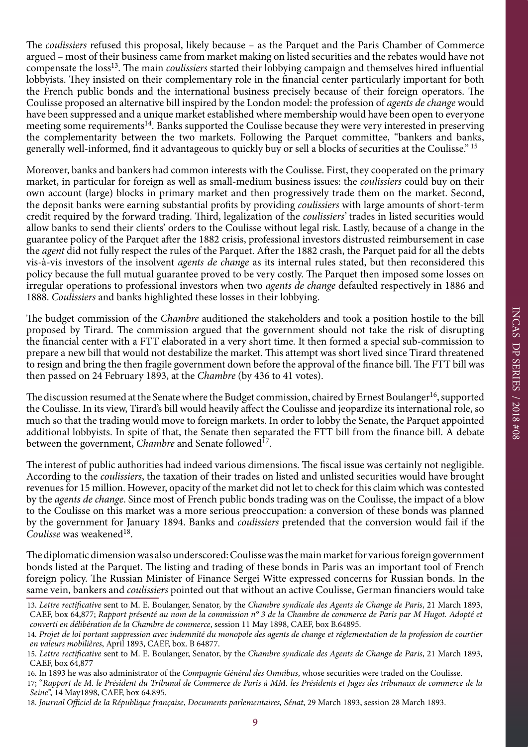The *coulissiers* refused this proposal, likely because – as the Parquet and the Paris Chamber of Commerce argued – most of their business came from market making on listed securities and the rebates would have not compensate the loss[13]. The main *coulissiers* started their lobbying campaign and themselves hired influential lobbyists. They insisted on their complementary role in the financial center particularly important for both the French public bonds and the international business precisely because of their foreign operators. The Coulisse proposed an alternative bill inspired by the London model: the profession of *agents de change* would have been suppressed and a unique market established where membership would have been open to everyone meeting some requirements[14]. Banks supported the Coulisse because they were very interested in preserving the complementarity between the two markets. Following the Parquet committee, "bankers and banks, generally well-informed, find it advantageous to quickly buy or sell a blocks of securities at the Coulisse." [15]

Moreover, banks and bankers had common interests with the Coulisse. First, they cooperated on the primary market, in particular for foreign as well as small-medium business issues: the *coulissiers* could buy on their own account (large) blocks in primary market and then progressively trade them on the market. Second, the deposit banks were earning substantial profits by providing *coulissiers* with large amounts of short-term credit required by the forward trading. Third, legalization of the *coulissiers'* trades in listed securities would allow banks to send their clients' orders to the Coulisse without legal risk. Lastly, because of a change in the guarantee policy of the Parquet after the 1882 crisis, professional investors distrusted reimbursement in case the *agent* did not fully respect the rules of the Parquet. After the 1882 crash, the Parquet paid for all the debts vis-à-vis investors of the insolvent *agents de change* as its internal rules stated, but then reconsidered this policy because the full mutual guarantee proved to be very costly. The Parquet then imposed some losses on irregular operations to professional investors when two *agents de change* defaulted respectively in 1886 and 1888. *Coulissiers* and banks highlighted these losses in their lobbying.

The budget commission of the *Chambre* auditioned the stakeholders and took a position hostile to the bill proposed by Tirard. The commission argued that the government should not take the risk of disrupting the financial center with a FTT elaborated in a very short time. It then formed a special sub-commission to prepare a new bill that would not destabilize the market. This attempt was short lived since Tirard threatened to resign and bring the then fragile government down before the approval of the finance bill. The FTT bill was then passed on 24 February 1893, at the *Chambre* (by 436 to 41 votes).

The discussion resumed at the Senate where the Budget commission, chaired by Ernest Boulanger[16], supported the Coulisse. In its view, Tirard's bill would heavily affect the Coulisse and jeopardize its international role, so much so that the trading would move to foreign markets. In order to lobby the Senate, the Parquet appointed additional lobbyists. In spite of that, the Senate then separated the FTT bill from the finance bill. A debate between the government, *Chambre* and Senate followed[17].

The interest of public authorities had indeed various dimensions. The fiscal issue was certainly not negligible. According to the *coulissiers*, the taxation of their trades on listed and unlisted securities would have brought revenues for 15 million. However, opacity of the market did not let to check for this claim which was contested by the *agents de change*. Since most of French public bonds trading was on the Coulisse, the impact of a blow to the Coulisse on this market was a more serious preoccupation: a conversion of these bonds was planned by the government for January 1894. Banks and *coulissiers* pretended that the conversion would fail if the *Coulisse* was weakened[18].

The diplomatic dimension was also underscored: Coulisse was the main market for various foreign government bonds listed at the Parquet. The listing and trading of these bonds in Paris was an important tool of French foreign policy. The Russian Minister of Finance Sergei Witte expressed concerns for Russian bonds. In the same vein, bankers and *coulissiers* pointed out that without an active Coulisse, German financiers would take

---

13. *Lettre rectificative* sent to M. E. Boulanger, Senator, by the *Chambre syndicale des Agents de Change de Paris*, 21 March 1893, CAEF, box 64,877; *Rapport présenté au nom de la commission n° 3 de la Chambre de commerce de Paris par M Hugot. Adopté et converti en délibération de la Chambre de commerce*, session 11 May 1898, CAEF, box B.64895.

14. *Projet de loi portant suppression avec indemnité du monopole des agents de change et réglementation de la profession de courtier en valeurs mobilières*, April 1893, CAEF, box. B 64877.

15. *Lettre rectificative* sent to M. E. Boulanger, Senator, by the *Chambre syndicale des Agents de Change de Paris*, 21 March 1893, CAEF, box 64,877

16. In 1893 he was also administrator of the *Compagnie Général des Omnibus*, whose securities were traded on the Coulisse.

17; "*Rapport de M. le Président du Tribunal de Commerce de Paris à MM. les Présidents et Juges des tribunaux de commerce de la Seine*", 14 May1898, CAEF, box 64.895.

18. *Journal Officiel de la République française*, *Documents parlementaires, Sénat*, 29 March 1893, session 28 March 1893.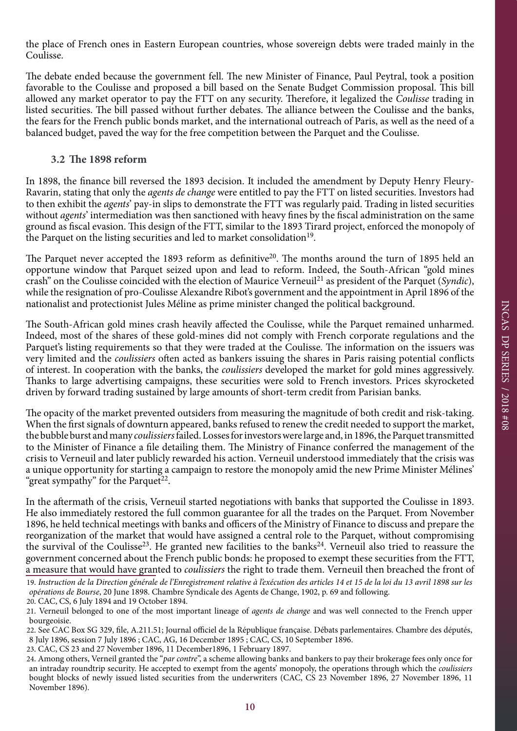the place of French ones in Eastern European countries, whose sovereign debts were traded mainly in the Coulisse.

The debate ended because the government fell. The new Minister of Finance, Paul Peytral, took a position favorable to the Coulisse and proposed a bill based on the Senate Budget Commission proposal. This bill allowed any market operator to pay the FTT on any security. Therefore, it legalized the *Coulisse* trading in listed securities. The bill passed without further debates. The alliance between the Coulisse and the banks, the fears for the French public bonds market, and the international outreach of Paris, as well as the need of a balanced budget, paved the way for the free competition between the Parquet and the Coulisse.

### 3.2 The 1898 reform

In 1898, the finance bill reversed the 1893 decision. It included the amendment by Deputy Henry Fleury-Ravarin, stating that only the *agents de change* were entitled to pay the FTT on listed securities. Investors had to then exhibit the *agents*' pay-in slips to demonstrate the FTT was regularly paid. Trading in listed securities without *agents*' intermediation was then sanctioned with heavy fines by the fiscal administration on the same ground as fiscal evasion. This design of the FTT, similar to the 1893 Tirard project, enforced the monopoly of the Parquet on the listing securities and led to market consolidation[19].

The Parquet never accepted the 1893 reform as definitive[20]. The months around the turn of 1895 held an opportune window that Parquet seized upon and lead to reform. Indeed, the South-African "gold mines crash" on the Coulisse coincided with the election of Maurice Verneuil[21] as president of the Parquet (*Syndic*), while the resignation of pro-Coulisse Alexandre Ribot's government and the appointment in April 1896 of the nationalist and protectionist Jules Méline as prime minister changed the political background.

The South-African gold mines crash heavily affected the Coulisse, while the Parquet remained unharmed. Indeed, most of the shares of these gold-mines did not comply with French corporate regulations and the Parquet's listing requirements so that they were traded at the Coulisse. The information on the issuers was very limited and the *coulissiers* often acted as bankers issuing the shares in Paris raising potential conflicts of interest. In cooperation with the banks, the *coulissiers* developed the market for gold mines aggressively. Thanks to large advertising campaigns, these securities were sold to French investors. Prices skyrocketed driven by forward trading sustained by large amounts of short-term credit from Parisian banks.

The opacity of the market prevented outsiders from measuring the magnitude of both credit and risk-taking. When the first signals of downturn appeared, banks refused to renew the credit needed to support the market, the bubble burst and many *coulissiers* failed. Losses for investors were large and, in 1896, the Parquet transmitted to the Minister of Finance a file detailing them. The Ministry of Finance conferred the management of the crisis to Verneuil and later publicly rewarded his action. Verneuil understood immediately that the crisis was a unique opportunity for starting a campaign to restore the monopoly amid the new Prime Minister Mélines' "great sympathy" for the Parquet[22].

In the aftermath of the crisis, Verneuil started negotiations with banks that supported the Coulisse in 1893. He also immediately restored the full common guarantee for all the trades on the Parquet. From November 1896, he held technical meetings with banks and officers of the Ministry of Finance to discuss and prepare the reorganization of the market that would have assigned a central role to the Parquet, without compromising the survival of the Coulisse[23]. He granted new facilities to the banks[24]. Verneuil also tried to reassure the government concerned about the French public bonds: he proposed to exempt these securities from the FTT, a measure that would have granted to *coulissiers* the right to trade them. Verneuil then breached the front of

19. *Instruction de la Direction générale de l'Enregistrement relative à l'exécution des articles 14 et 15 de la loi du 13 avril 1898 sur les opérations de Bourse*, 20 June 1898. Chambre Syndicale des Agents de Change, 1902, p. 69 and following.

20. CAC, CS, 6 July 1894 and 19 October 1894.

21. Verneuil belonged to one of the most important lineage of *agents de change* and was well connected to the French upper bourgeoisie.

22. See CAC Box SG 329, file, A.211.51; Journal officiel de la République française. Débats parlementaires. Chambre des députés, 8 July 1896, session 7 July 1896 ; CAC, AG, 16 December 1895 ; CAC, CS, 10 September 1896.

23. CAC, CS 23 and 27 November 1896, 11 December1896, 1 February 1897.

24. Among others, Verneil granted the "*par contre*", a scheme allowing banks and bankers to pay their brokerage fees only once for an intraday roundtrip security. He accepted to exempt from the agents' monopoly, the operations through which the *coulissiers* bought blocks of newly issued listed securities from the underwriters (CAC, CS 23 November 1896, 27 November 1896, 11 November 1896).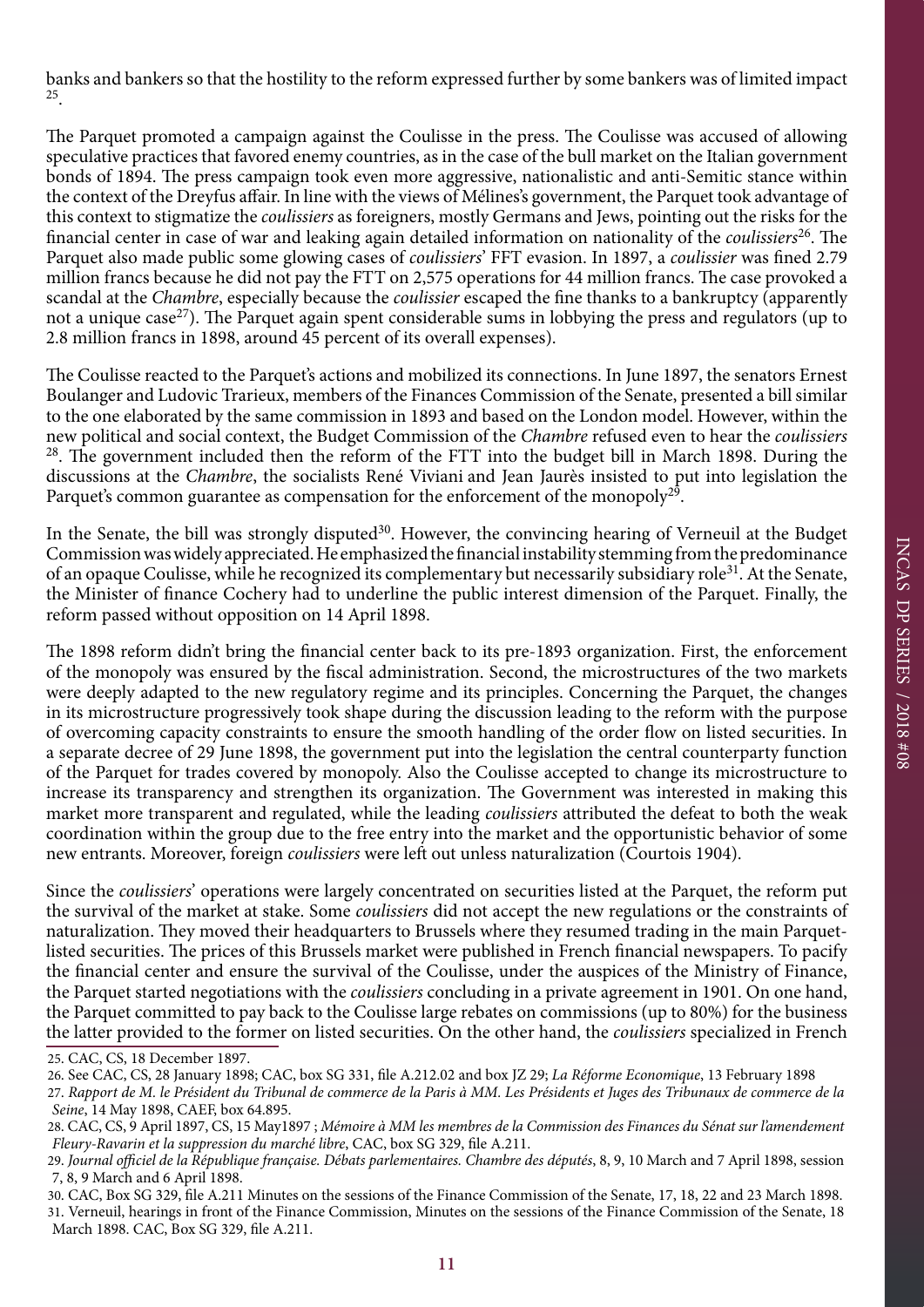banks and bankers so that the hostility to the reform expressed further by some bankers was of limited impact [25].

The Parquet promoted a campaign against the Coulisse in the press. The Coulisse was accused of allowing speculative practices that favored enemy countries, as in the case of the bull market on the Italian government bonds of 1894. The press campaign took even more aggressive, nationalistic and anti-Semitic stance within the context of the Dreyfus affair. In line with the views of Mélines's government, the Parquet took advantage of this context to stigmatize the *coulissiers* as foreigners, mostly Germans and Jews, pointing out the risks for the financial center in case of war and leaking again detailed information on nationality of the *coulissiers*[26]. The Parquet also made public some glowing cases of *coulissiers*' FFT evasion. In 1897, a *coulissier* was fined 2.79 million francs because he did not pay the FTT on 2,575 operations for 44 million francs. The case provoked a scandal at the *Chambre*, especially because the *coulissier* escaped the fine thanks to a bankruptcy (apparently not a unique case[27]). The Parquet again spent considerable sums in lobbying the press and regulators (up to 2.8 million francs in 1898, around 45 percent of its overall expenses).

The Coulisse reacted to the Parquet's actions and mobilized its connections. In June 1897, the senators Ernest Boulanger and Ludovic Trarieux, members of the Finances Commission of the Senate, presented a bill similar to the one elaborated by the same commission in 1893 and based on the London model. However, within the new political and social context, the Budget Commission of the *Chambre* refused even to hear the *coulissiers* [28]. The government included then the reform of the FTT into the budget bill in March 1898. During the discussions at the *Chambre*, the socialists René Viviani and Jean Jaurès insisted to put into legislation the Parquet's common guarantee as compensation for the enforcement of the monopoly[29].

In the Senate, the bill was strongly disputed[30]. However, the convincing hearing of Verneuil at the Budget Commission was widely appreciated. He emphasized the financial instability stemming from the predominance of an opaque Coulisse, while he recognized its complementary but necessarily subsidiary role[31]. At the Senate, the Minister of finance Cochery had to underline the public interest dimension of the Parquet. Finally, the reform passed without opposition on 14 April 1898.

The 1898 reform didn't bring the financial center back to its pre-1893 organization. First, the enforcement of the monopoly was ensured by the fiscal administration. Second, the microstructures of the two markets were deeply adapted to the new regulatory regime and its principles. Concerning the Parquet, the changes in its microstructure progressively took shape during the discussion leading to the reform with the purpose of overcoming capacity constraints to ensure the smooth handling of the order flow on listed securities. In a separate decree of 29 June 1898, the government put into the legislation the central counterparty function of the Parquet for trades covered by monopoly. Also the Coulisse accepted to change its microstructure to increase its transparency and strengthen its organization. The Government was interested in making this market more transparent and regulated, while the leading *coulissiers* attributed the defeat to both the weak coordination within the group due to the free entry into the market and the opportunistic behavior of some new entrants. Moreover, foreign *coulissiers* were left out unless naturalization (Courtois 1904).

Since the *coulissiers*' operations were largely concentrated on securities listed at the Parquet, the reform put the survival of the market at stake. Some *coulissiers* did not accept the new regulations or the constraints of naturalization. They moved their headquarters to Brussels where they resumed trading in the main Parquet-listed securities. The prices of this Brussels market were published in French financial newspapers. To pacify the financial center and ensure the survival of the Coulisse, under the auspices of the Ministry of Finance, the Parquet started negotiations with the *coulissiers* concluding in a private agreement in 1901. On one hand, the Parquet committed to pay back to the Coulisse large rebates on commissions (up to 80%) for the business the latter provided to the former on listed securities. On the other hand, the *coulissiers* specialized in French

25. CAC, CS, 18 December 1897.

26. See CAC, CS, 28 January 1898; CAC, box SG 331, file A.212.02 and box JZ 29; *La Réforme Economique*, 13 February 1898

27. *Rapport de M. le Président du Tribunal de commerce de la Paris à MM. Les Présidents et Juges des Tribunaux de commerce de la Seine*, 14 May 1898, CAEF, box 64.895.

28. CAC, CS, 9 April 1897, CS, 15 May1897 ; *Mémoire à MM les membres de la Commission des Finances du Sénat sur l'amendement Fleury-Ravarin et la suppression du marché libre*, CAC, box SG 329, file A.211.

29. *Journal officiel de la République française. Débats parlementaires. Chambre des députés*, 8, 9, 10 March and 7 April 1898, session 7, 8, 9 March and 6 April 1898.

30. CAC, Box SG 329, file A.211 Minutes on the sessions of the Finance Commission of the Senate, 17, 18, 22 and 23 March 1898.

31. Verneuil, hearings in front of the Finance Commission, Minutes on the sessions of the Finance Commission of the Senate, 18 March 1898. CAC, Box SG 329, file A.211.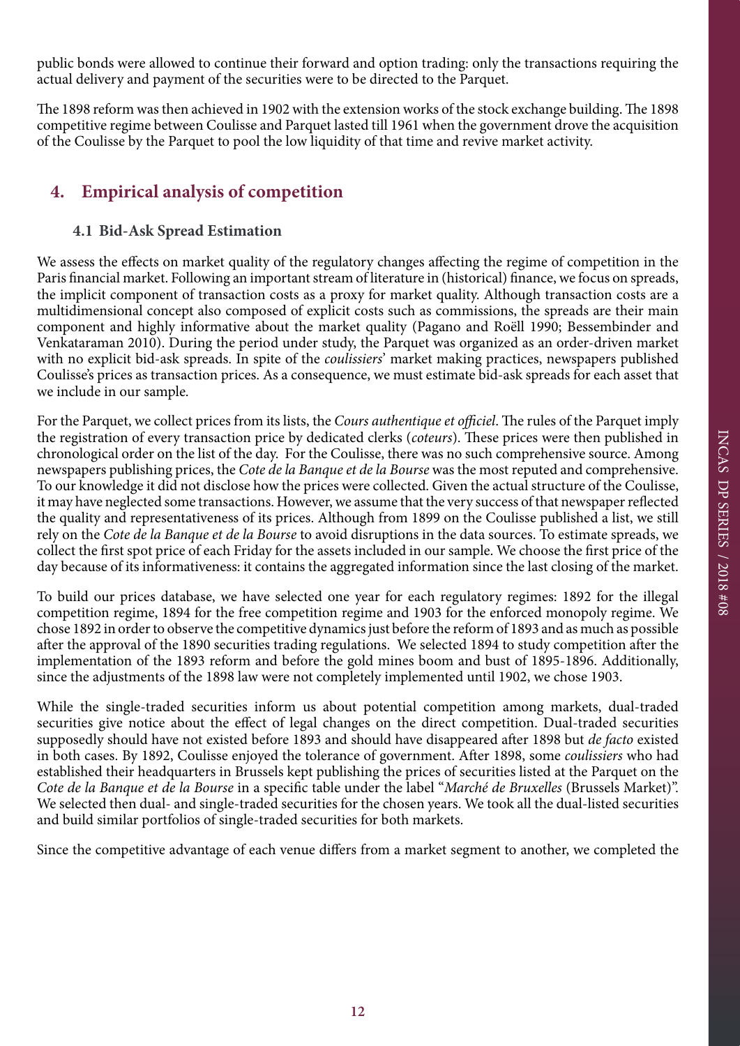public bonds were allowed to continue their forward and option trading: only the transactions requiring the actual delivery and payment of the securities were to be directed to the Parquet.

The 1898 reform was then achieved in 1902 with the extension works of the stock exchange building. The 1898 competitive regime between Coulisse and Parquet lasted till 1961 when the government drove the acquisition of the Coulisse by the Parquet to pool the low liquidity of that time and revive market activity.

## 4. Empirical analysis of competition

### 4.1 Bid-Ask Spread Estimation

We assess the effects on market quality of the regulatory changes affecting the regime of competition in the Paris financial market. Following an important stream of literature in (historical) finance, we focus on spreads, the implicit component of transaction costs as a proxy for market quality. Although transaction costs are a multidimensional concept also composed of explicit costs such as commissions, the spreads are their main component and highly informative about the market quality (Pagano and Roëll 1990; Bessembinder and Venkataraman 2010). During the period under study, the Parquet was organized as an order-driven market with no explicit bid-ask spreads. In spite of the *coulissiers*' market making practices, newspapers published Coulisse's prices as transaction prices. As a consequence, we must estimate bid-ask spreads for each asset that we include in our sample.

For the Parquet, we collect prices from its lists, the *Cours authentique et officiel*. The rules of the Parquet imply the registration of every transaction price by dedicated clerks (*coteurs*). These prices were then published in chronological order on the list of the day. For the Coulisse, there was no such comprehensive source. Among newspapers publishing prices, the *Cote de la Banque et de la Bourse* was the most reputed and comprehensive. To our knowledge it did not disclose how the prices were collected. Given the actual structure of the Coulisse, it may have neglected some transactions. However, we assume that the very success of that newspaper reflected the quality and representativeness of its prices. Although from 1899 on the Coulisse published a list, we still rely on the *Cote de la Banque et de la Bourse* to avoid disruptions in the data sources. To estimate spreads, we collect the first spot price of each Friday for the assets included in our sample. We choose the first price of the day because of its informativeness: it contains the aggregated information since the last closing of the market.

To build our prices database, we have selected one year for each regulatory regimes: 1892 for the illegal competition regime, 1894 for the free competition regime and 1903 for the enforced monopoly regime. We chose 1892 in order to observe the competitive dynamics just before the reform of 1893 and as much as possible after the approval of the 1890 securities trading regulations. We selected 1894 to study competition after the implementation of the 1893 reform and before the gold mines boom and bust of 1895-1896. Additionally, since the adjustments of the 1898 law were not completely implemented until 1902, we chose 1903.

While the single-traded securities inform us about potential competition among markets, dual-traded securities give notice about the effect of legal changes on the direct competition. Dual-traded securities supposedly should have not existed before 1893 and should have disappeared after 1898 but *de facto* existed in both cases. By 1892, Coulisse enjoyed the tolerance of government. After 1898, some *coulissiers* who had established their headquarters in Brussels kept publishing the prices of securities listed at the Parquet on the *Cote de la Banque et de la Bourse* in a specific table under the label "*Marché de Bruxelles* (Brussels Market)". We selected then dual- and single-traded securities for the chosen years. We took all the dual-listed securities and build similar portfolios of single-traded securities for both markets.

Since the competitive advantage of each venue differs from a market segment to another, we completed the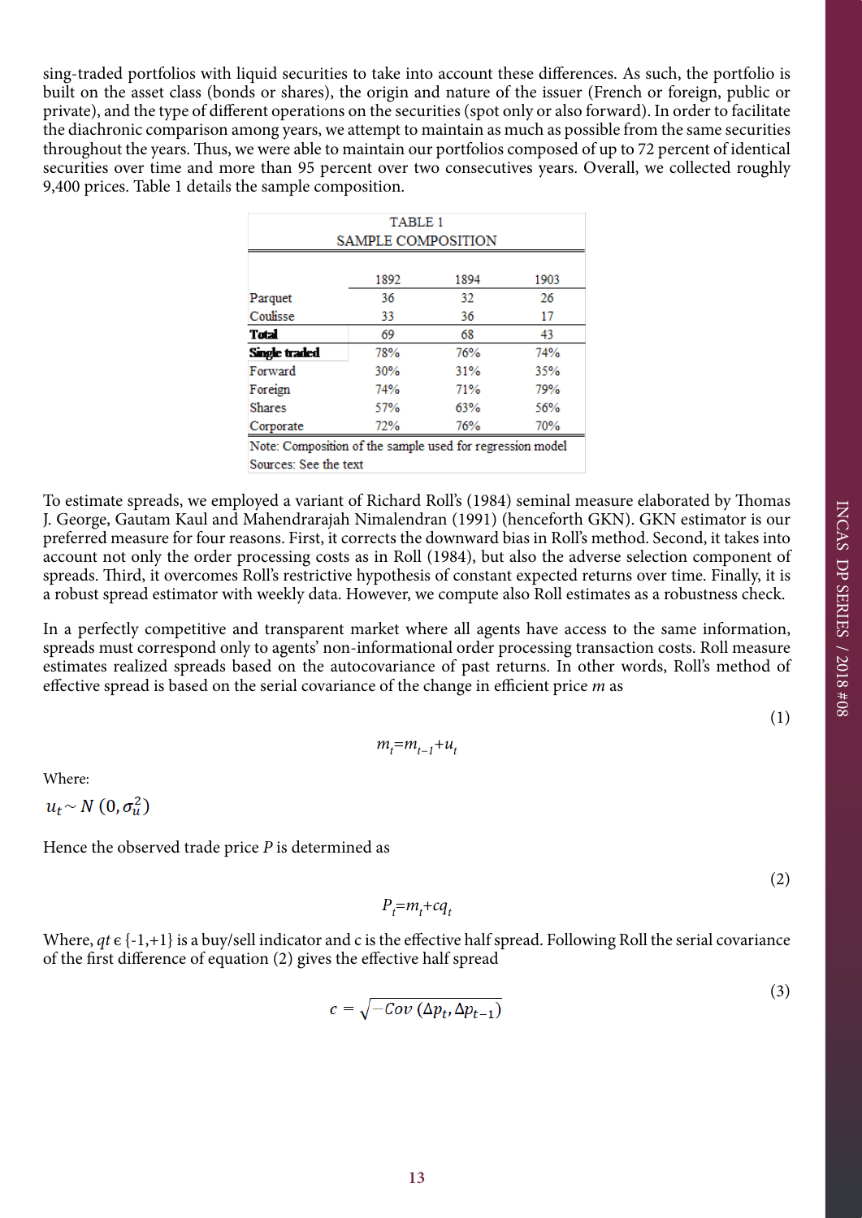sing-traded portfolios with liquid securities to take into account these differences. As such, the portfolio is built on the asset class (bonds or shares), the origin and nature of the issuer (French or foreign, public or private), and the type of different operations on the securities (spot only or also forward). In order to facilitate the diachronic comparison among years, we attempt to maintain as much as possible from the same securities throughout the years. Thus, we were able to maintain our portfolios composed of up to 72 percent of identical securities over time and more than 95 percent over two consecutives years. Overall, we collected roughly 9,400 prices. Table 1 details the sample composition.

TABLE 1
SAMPLE COMPOSITION

| | 1892 | 1894 | 1903 |
|---|---|---|---|
| Parquet | 36 | 32 | 26 |
| Coulisse | 33 | 36 | 17 |
| **Total** | 69 | 68 | 43 |
| **Single traded** | 78% | 76% | 74% |
| Forward | 30% | 31% | 35% |
| Foreign | 74% | 71% | 79% |
| Shares | 57% | 63% | 56% |
| Corporate | 72% | 76% | 70% |

Note: Composition of the sample used for regression model
Sources: See the text

To estimate spreads, we employed a variant of Richard Roll's (1984) seminal measure elaborated by Thomas J. George, Gautam Kaul and Mahendrarajah Nimalendran (1991) (henceforth GKN). GKN estimator is our preferred measure for four reasons. First, it corrects the downward bias in Roll's method. Second, it takes into account not only the order processing costs as in Roll (1984), but also the adverse selection component of spreads. Third, it overcomes Roll's restrictive hypothesis of constant expected returns over time. Finally, it is a robust spread estimator with weekly data. However, we compute also Roll estimates as a robustness check.

In a perfectly competitive and transparent market where all agents have access to the same information, spreads must correspond only to agents' non-informational order processing transaction costs. Roll measure estimates realized spreads based on the autocovariance of past returns. In other words, Roll's method of effective spread is based on the serial covariance of the change in efficient price $m$ as

$$m_t = m_{t-1} + u_t \tag{1}$$

Where:

$u_t \sim N\,(0, \sigma_u^2)$

Hence the observed trade price $P$ is determined as

$$P_t = m_t + cq_t \tag{2}$$

Where, $qt \in \{-1,+1\}$ is a buy/sell indicator and c is the effective half spread. Following Roll the serial covariance of the first difference of equation (2) gives the effective half spread

$$c = \sqrt{-Cov\,(\Delta p_t, \Delta p_{t-1})} \tag{3}$$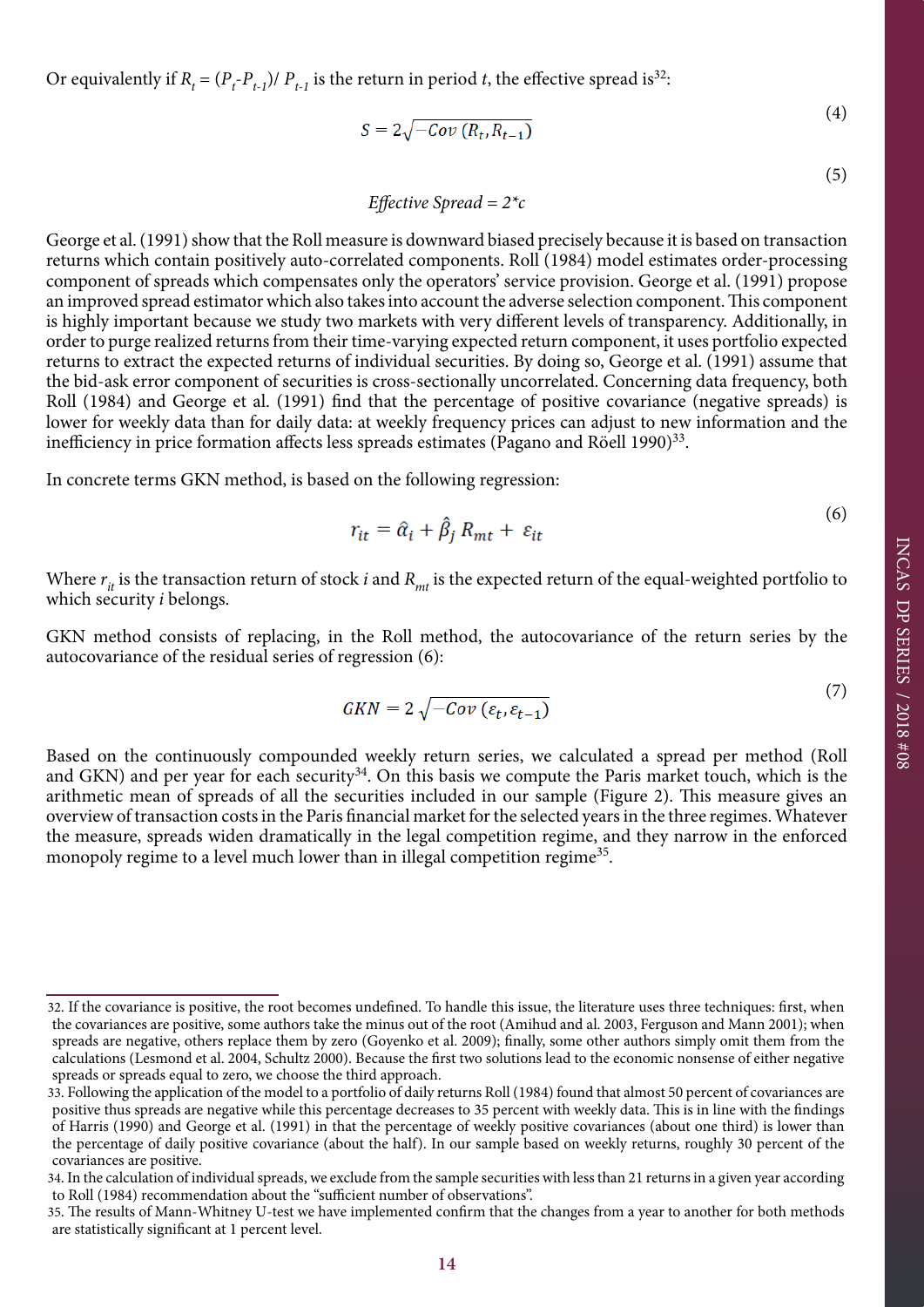Or equivalently if $R_t = (P_t - P_{t-1}) / P_{t-1}$ is the return in period *t*, the effective spread is[32]:

$$S = 2\sqrt{-Cov\,(R_t, R_{t-1})} \tag{4}$$

$$Effective\ Spread = 2*c \tag{5}$$

George et al. (1991) show that the Roll measure is downward biased precisely because it is based on transaction returns which contain positively auto-correlated components. Roll (1984) model estimates order-processing component of spreads which compensates only the operators' service provision. George et al. (1991) propose an improved spread estimator which also takes into account the adverse selection component. This component is highly important because we study two markets with very different levels of transparency. Additionally, in order to purge realized returns from their time-varying expected return component, it uses portfolio expected returns to extract the expected returns of individual securities. By doing so, George et al. (1991) assume that the bid-ask error component of securities is cross-sectionally uncorrelated. Concerning data frequency, both Roll (1984) and George et al. (1991) find that the percentage of positive covariance (negative spreads) is lower for weekly data than for daily data: at weekly frequency prices can adjust to new information and the inefficiency in price formation affects less spreads estimates (Pagano and Röell 1990)[33].

In concrete terms GKN method, is based on the following regression:

$$r_{it} = \hat{\alpha}_i + \hat{\beta}_j\, R_{mt} + \varepsilon_{it} \tag{6}$$

Where $r_{it}$ is the transaction return of stock *i* and $R_{mt}$ is the expected return of the equal-weighted portfolio to which security *i* belongs.

GKN method consists of replacing, in the Roll method, the autocovariance of the return series by the autocovariance of the residual series of regression (6):

$$GKN = 2\sqrt{-Cov\,(\varepsilon_t, \varepsilon_{t-1})} \tag{7}$$

Based on the continuously compounded weekly return series, we calculated a spread per method (Roll and GKN) and per year for each security[34]. On this basis we compute the Paris market touch, which is the arithmetic mean of spreads of all the securities included in our sample (Figure 2). This measure gives an overview of transaction costs in the Paris financial market for the selected years in the three regimes. Whatever the measure, spreads widen dramatically in the legal competition regime, and they narrow in the enforced monopoly regime to a level much lower than in illegal competition regime[35].

---

32. If the covariance is positive, the root becomes undefined. To handle this issue, the literature uses three techniques: first, when the covariances are positive, some authors take the minus out of the root (Amihud and al. 2003, Ferguson and Mann 2001); when spreads are negative, others replace them by zero (Goyenko et al. 2009); finally, some other authors simply omit them from the calculations (Lesmond et al. 2004, Schultz 2000). Because the first two solutions lead to the economic nonsense of either negative spreads or spreads equal to zero, we choose the third approach.

33. Following the application of the model to a portfolio of daily returns Roll (1984) found that almost 50 percent of covariances are positive thus spreads are negative while this percentage decreases to 35 percent with weekly data. This is in line with the findings of Harris (1990) and George et al. (1991) in that the percentage of weekly positive covariances (about one third) is lower than the percentage of daily positive covariance (about the half). In our sample based on weekly returns, roughly 30 percent of the covariances are positive.

34. In the calculation of individual spreads, we exclude from the sample securities with less than 21 returns in a given year according to Roll (1984) recommendation about the "sufficient number of observations".

35. The results of Mann-Whitney U-test we have implemented confirm that the changes from a year to another for both methods are statistically significant at 1 percent level.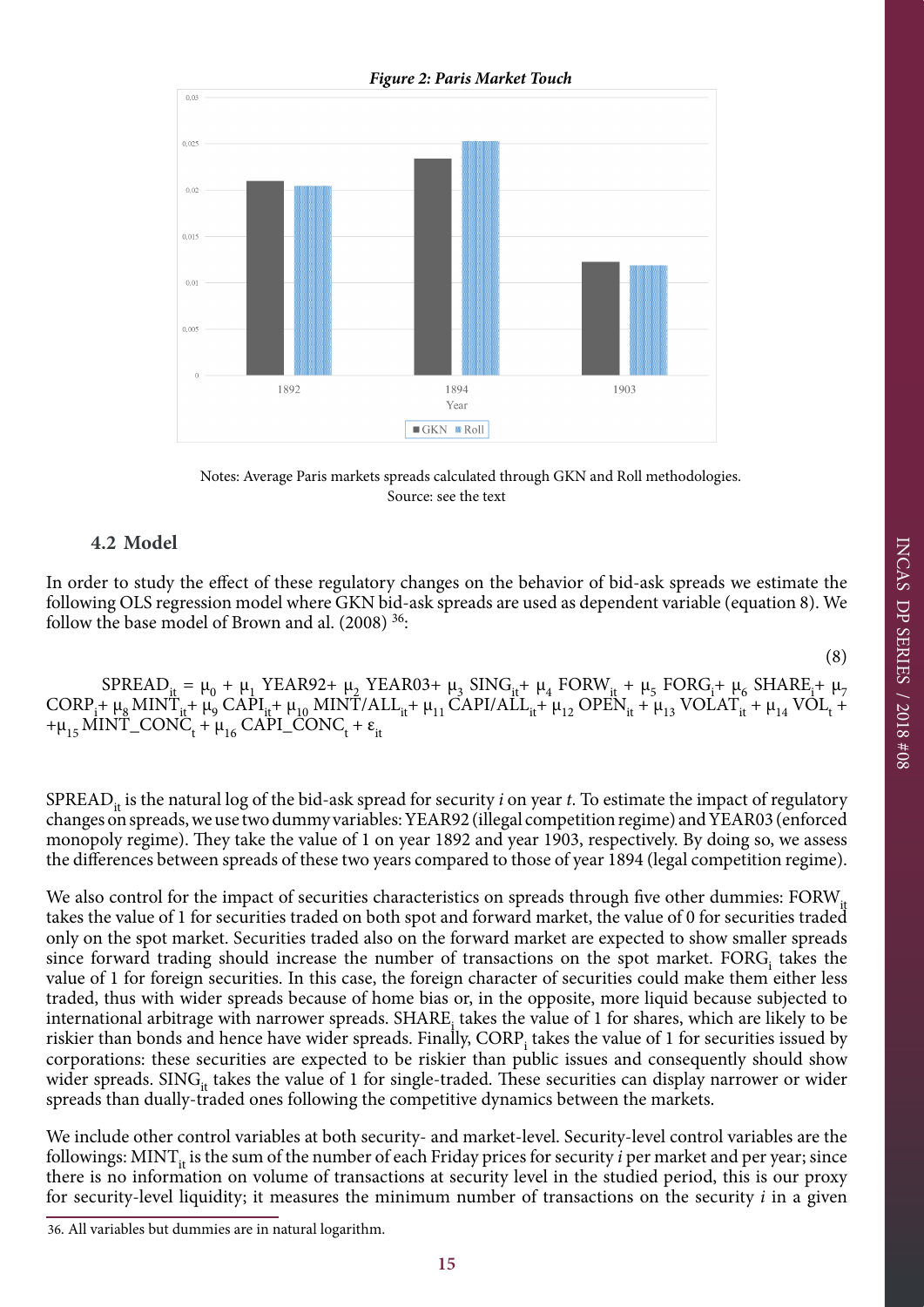***Figure 2: Paris Market Touch***

Notes: Average Paris markets spreads calculated through GKN and Roll methodologies.
Source: see the text

## 4.2 Model

In order to study the effect of these regulatory changes on the behavior of bid-ask spreads we estimate the following OLS regression model where GKN bid-ask spreads are used as dependent variable (equation 8). We follow the base model of Brown and al. (2008) [36]:

$$SPREAD_{it} = \mu_0 + \mu_1 \, YEAR92 + \mu_2 \, YEAR03 + \mu_3 \, SING_{it} + \mu_4 \, FORW_{it} + \mu_5 \, FORG_i + \mu_6 \, SHARE_i + \mu_7 \, CORP_i + \mu_8 \, MINT_{it} + \mu_9 \, CAPI_{it} + \mu_{10} \, MINT/ALL_{it} + \mu_{11} \, CAPI/ALL_{it} + \mu_{12} \, OPEN_{it} + \mu_{13} \, VOLAT_{it} + \mu_{14} \, VOL_t + \mu_{15} \, MINT\_CONC_t + \mu_{16} \, CAPI\_CONC_t + \varepsilon_{it} \quad (8)$$

$SPREAD_{it}$ is the natural log of the bid-ask spread for security $i$ on year $t$. To estimate the impact of regulatory changes on spreads, we use two dummy variables: YEAR92 (illegal competition regime) and YEAR03 (enforced monopoly regime). They take the value of 1 on year 1892 and year 1903, respectively. By doing so, we assess the differences between spreads of these two years compared to those of year 1894 (legal competition regime).

We also control for the impact of securities characteristics on spreads through five other dummies: $FORW_{it}$ takes the value of 1 for securities traded on both spot and forward market, the value of 0 for securities traded only on the spot market. Securities traded also on the forward market are expected to show smaller spreads since forward trading should increase the number of transactions on the spot market. $FORG_i$ takes the value of 1 for foreign securities. In this case, the foreign character of securities could make them either less traded, thus with wider spreads because of home bias or, in the opposite, more liquid because subjected to international arbitrage with narrower spreads. $SHARE_i$ takes the value of 1 for shares, which are likely to be riskier than bonds and hence have wider spreads. Finally, $CORP_i$ takes the value of 1 for securities issued by corporations: these securities are expected to be riskier than public issues and consequently should show wider spreads. $SING_{it}$ takes the value of 1 for single-traded. These securities can display narrower or wider spreads than dually-traded ones following the competitive dynamics between the markets.

We include other control variables at both security- and market-level. Security-level control variables are the followings: $MINT_{it}$ is the sum of the number of each Friday prices for security $i$ per market and per year; since there is no information on volume of transactions at security level in the studied period, this is our proxy for security-level liquidity; it measures the minimum number of transactions on the security $i$ in a given

---

[36] All variables but dummies are in natural logarithm.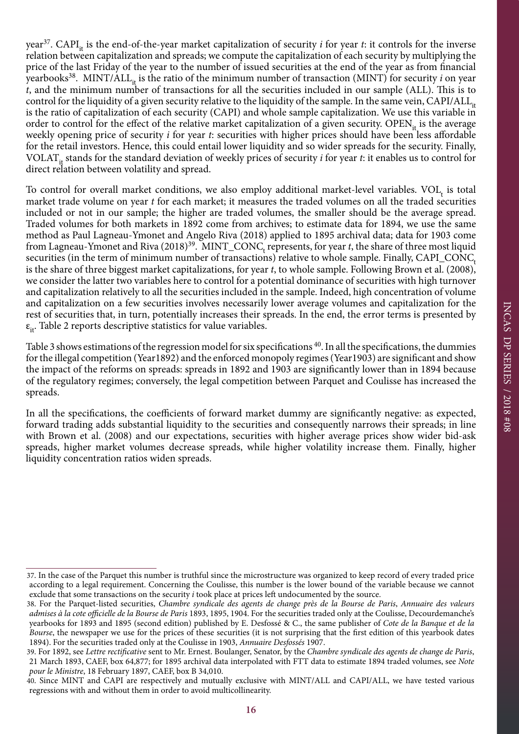year[37]. $CAPI_{it}$ is the end-of-the-year market capitalization of security *i* for year *t*: it controls for the inverse relation between capitalization and spreads; we compute the capitalization of each security by multiplying the price of the last Friday of the year to the number of issued securities at the end of the year as from financial yearbooks[38]. $MINT/ALL_{it}$ is the ratio of the minimum number of transaction (MINT) for security *i* on year *t*, and the minimum number of transactions for all the securities included in our sample (ALL). This is to control for the liquidity of a given security relative to the liquidity of the sample. In the same vein, $CAPI/ALL_{it}$ is the ratio of capitalization of each security (CAPI) and whole sample capitalization. We use this variable in order to control for the effect of the relative market capitalization of a given security. $OPEN_{it}$ is the average weekly opening price of security *i* for year *t*: securities with higher prices should have been less affordable for the retail investors. Hence, this could entail lower liquidity and so wider spreads for the security. Finally, $VOLAT_{it}$ stands for the standard deviation of weekly prices of security *i* for year *t*: it enables us to control for direct relation between volatility and spread.

To control for overall market conditions, we also employ additional market-level variables. $VOL_t$ is total market trade volume on year *t* for each market; it measures the traded volumes on all the traded securities included or not in our sample; the higher are traded volumes, the smaller should be the average spread. Traded volumes for both markets in 1892 come from archives; to estimate data for 1894, we use the same method as Paul Lagneau-Ymonet and Angelo Riva (2018) applied to 1895 archival data; data for 1903 come from Lagneau-Ymonet and Riva (2018)[39]. $MINT\_CONC_t$ represents, for year *t*, the share of three most liquid securities (in the term of minimum number of transactions) relative to whole sample. Finally, $CAPI\_CONC_t$ is the share of three biggest market capitalizations, for year *t*, to whole sample. Following Brown et al. (2008), we consider the latter two variables here to control for a potential dominance of securities with high turnover and capitalization relatively to all the securities included in the sample. Indeed, high concentration of volume and capitalization on a few securities involves necessarily lower average volumes and capitalization for the rest of securities that, in turn, potentially increases their spreads. In the end, the error terms is presented by $\varepsilon_{it}$. Table 2 reports descriptive statistics for value variables.

Table 3 shows estimations of the regression model for six specifications[40]. In all the specifications, the dummies for the illegal competition (Year1892) and the enforced monopoly regimes (Year1903) are significant and show the impact of the reforms on spreads: spreads in 1892 and 1903 are significantly lower than in 1894 because of the regulatory regimes; conversely, the legal competition between Parquet and Coulisse has increased the spreads.

In all the specifications, the coefficients of forward market dummy are significantly negative: as expected, forward trading adds substantial liquidity to the securities and consequently narrows their spreads; in line with Brown et al. (2008) and our expectations, securities with higher average prices show wider bid-ask spreads, higher market volumes decrease spreads, while higher volatility increase them. Finally, higher liquidity concentration ratios widen spreads.

---

37. In the case of the Parquet this number is truthful since the microstructure was organized to keep record of every traded price according to a legal requirement. Concerning the Coulisse, this number is the lower bound of the variable because we cannot exclude that some transactions on the security *i* took place at prices left undocumented by the source.

38. For the Parquet-listed securities, *Chambre syndicale des agents de change près de la Bourse de Paris*, *Annuaire des valeurs admises à la cote officielle de la Bourse de Paris* 1893, 1895, 1904. For the securities traded only at the Coulisse, Decourdemanche's yearbooks for 1893 and 1895 (second edition) published by E. Desfossé & C., the same publisher of *Cote de la Banque et de la Bourse*, the newspaper we use for the prices of these securities (it is not surprising that the first edition of this yearbook dates 1894). For the securities traded only at the Coulisse in 1903, *Annuaire Desfossés* 1907.

39. For 1892, see *Lettre rectificative* sent to Mr. Ernest. Boulanger, Senator, by the *Chambre syndicale des agents de change de Paris*, 21 March 1893, CAEF, box 64,877; for 1895 archival data interpolated with FTT data to estimate 1894 traded volumes, see *Note pour le Ministre*, 18 February 1897, CAEF, box B 34,010.

40. Since MINT and CAPI are respectively and mutually exclusive with MINT/ALL and CAPI/ALL, we have tested various regressions with and without them in order to avoid multicollinearity.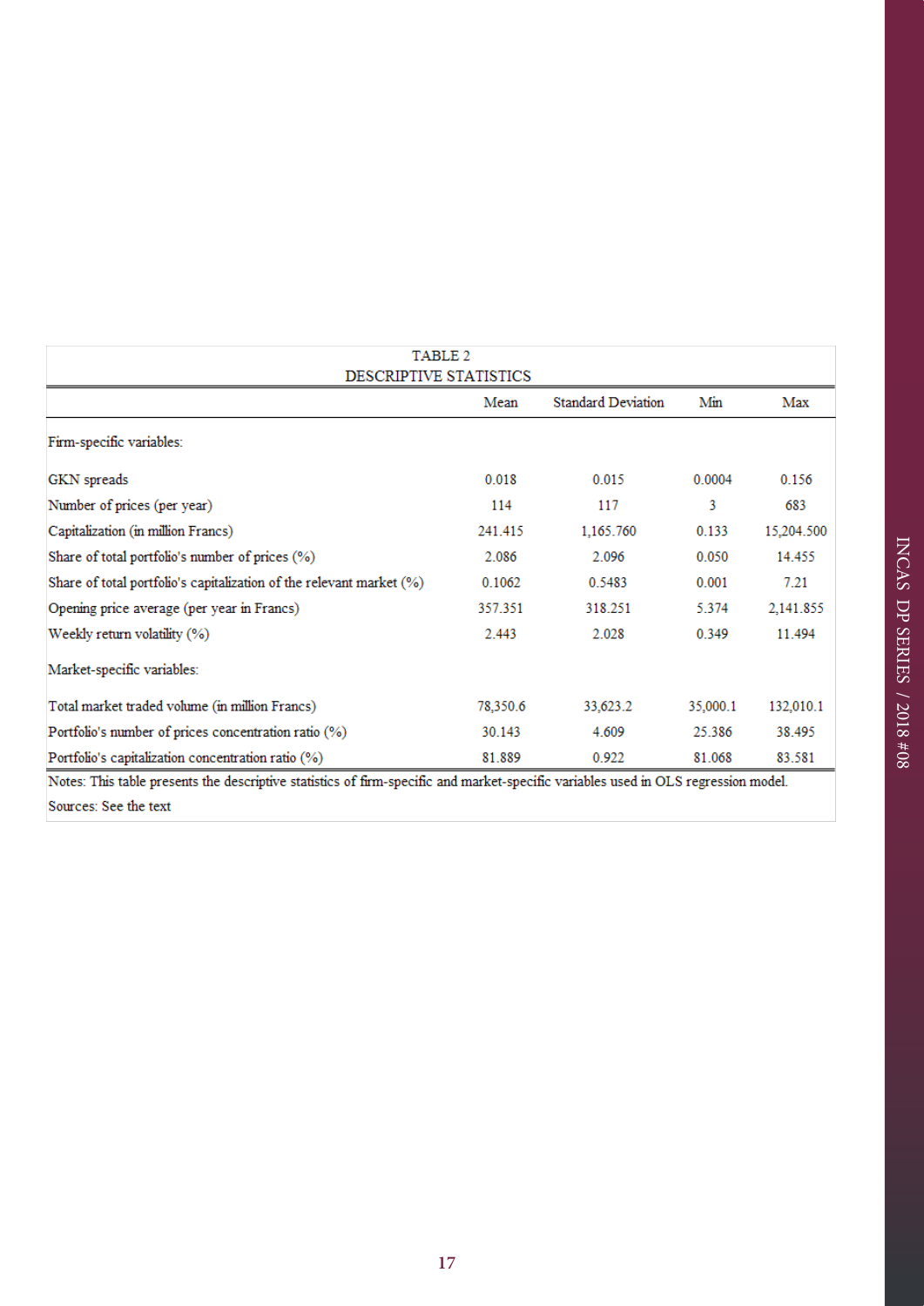TABLE 2
DESCRIPTIVE STATISTICS

| | Mean | Standard Deviation | Min | Max |
|---|---|---|---|---|
| Firm-specific variables: | | | | |
| GKN spreads | 0.018 | 0.015 | 0.0004 | 0.156 |
| Number of prices (per year) | 114 | 117 | 3 | 683 |
| Capitalization (in million Francs) | 241.415 | 1,165.760 | 0.133 | 15,204.500 |
| Share of total portfolio's number of prices (%) | 2.086 | 2.096 | 0.050 | 14.455 |
| Share of total portfolio's capitalization of the relevant market (%) | 0.1062 | 0.5483 | 0.001 | 7.21 |
| Opening price average (per year in Francs) | 357.351 | 318.251 | 5.374 | 2,141.855 |
| Weekly return volatility (%) | 2.443 | 2.028 | 0.349 | 11.494 |
| Market-specific variables: | | | | |
| Total market traded volume (in million Francs) | 78,350.6 | 33,623.2 | 35,000.1 | 132,010.1 |
| Portfolio's number of prices concentration ratio (%) | 30.143 | 4.609 | 25.386 | 38.495 |
| Portfolio's capitalization concentration ratio (%) | 81.889 | 0.922 | 81.068 | 83.581 |

Notes: This table presents the descriptive statistics of firm-specific and market-specific variables used in OLS regression model.

Sources: See the text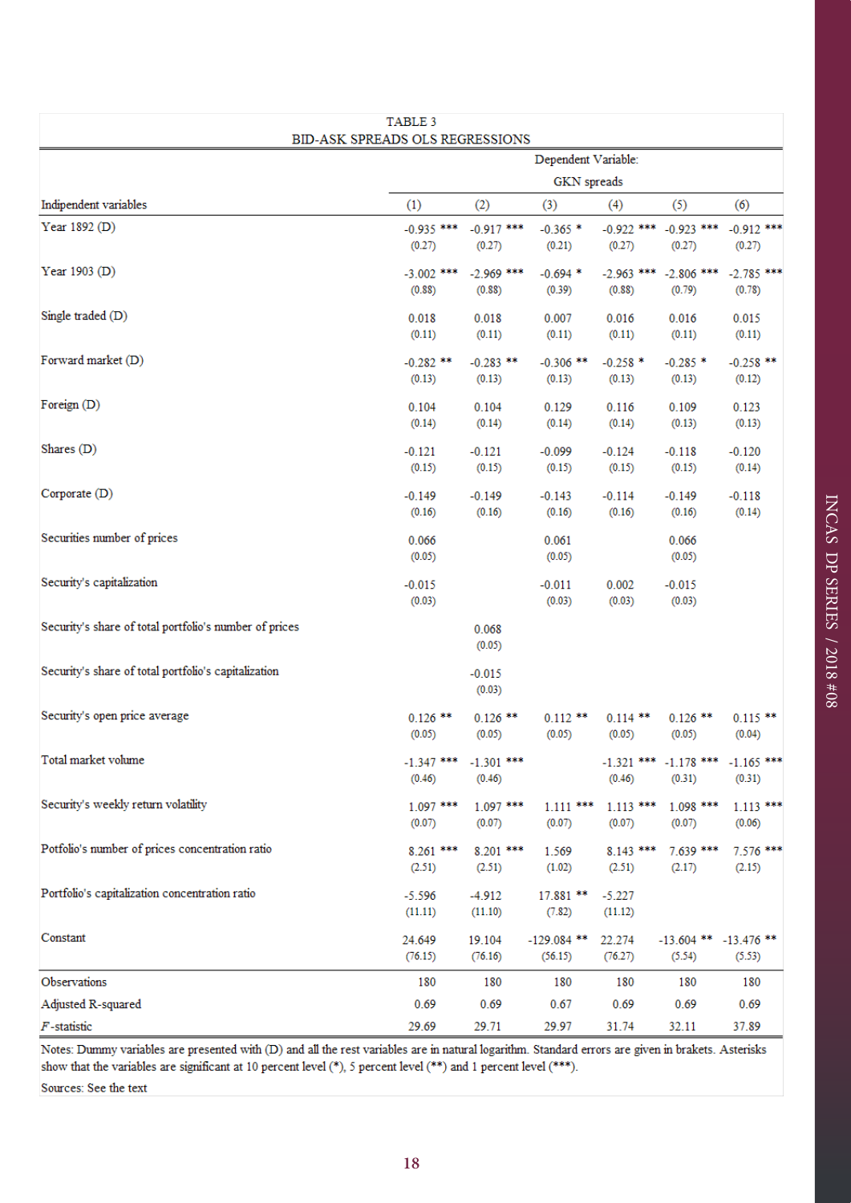TABLE 3

BID-ASK SPREADS OLS REGRESSIONS

| Indipendent variables | Dependent Variable: GKN spreads | | | | | |
|---|---|---|---|---|---|---|
| | (1) | (2) | (3) | (4) | (5) | (6) |
| Year 1892 (D) | -0.935 *** | -0.917 *** | -0.365 * | -0.922 *** | -0.923 *** | -0.912 *** |
| | (0.27) | (0.27) | (0.21) | (0.27) | (0.27) | (0.27) |
| Year 1903 (D) | -3.002 *** | -2.969 *** | -0.694 * | -2.963 *** | -2.806 *** | -2.785 *** |
| | (0.88) | (0.88) | (0.39) | (0.88) | (0.79) | (0.78) |
| Single traded (D) | 0.018 | 0.018 | 0.007 | 0.016 | 0.016 | 0.015 |
| | (0.11) | (0.11) | (0.11) | (0.11) | (0.11) | (0.11) |
| Forward market (D) | -0.282 ** | -0.283 ** | -0.306 ** | -0.258 * | -0.285 * | -0.258 ** |
| | (0.13) | (0.13) | (0.13) | (0.13) | (0.13) | (0.12) |
| Foreign (D) | 0.104 | 0.104 | 0.129 | 0.116 | 0.109 | 0.123 |
| | (0.14) | (0.14) | (0.14) | (0.14) | (0.13) | (0.13) |
| Shares (D) | -0.121 | -0.121 | -0.099 | -0.124 | -0.118 | -0.120 |
| | (0.15) | (0.15) | (0.15) | (0.15) | (0.15) | (0.14) |
| Corporate (D) | -0.149 | -0.149 | -0.143 | -0.114 | -0.149 | -0.118 |
| | (0.16) | (0.16) | (0.16) | (0.16) | (0.16) | (0.14) |
| Securities number of prices | 0.066 | | 0.061 | | 0.066 | |
| | (0.05) | | (0.05) | | (0.05) | |
| Security's capitalization | -0.015 | | -0.011 | 0.002 | -0.015 | |
| | (0.03) | | (0.03) | (0.03) | (0.03) | |
| Security's share of total portfolio's number of prices | | 0.068 | | | | |
| | | (0.05) | | | | |
| Security's share of total portfolio's capitalization | | -0.015 | | | | |
| | | (0.03) | | | | |
| Security's open price average | 0.126 ** | 0.126 ** | 0.112 ** | 0.114 ** | 0.126 ** | 0.115 ** |
| | (0.05) | (0.05) | (0.05) | (0.05) | (0.05) | (0.04) |
| Total market volume | -1.347 *** | -1.301 *** | | -1.321 *** | -1.178 *** | -1.165 *** |
| | (0.46) | (0.46) | | (0.46) | (0.31) | (0.31) |
| Security's weekly return volatility | 1.097 *** | 1.097 *** | 1.111 *** | 1.113 *** | 1.098 *** | 1.113 *** |
| | (0.07) | (0.07) | (0.07) | (0.07) | (0.07) | (0.06) |
| Potfolio's number of prices concentration ratio | 8.261 *** | 8.201 *** | 1.569 | 8.143 *** | 7.639 *** | 7.576 *** |
| | (2.51) | (2.51) | (1.02) | (2.51) | (2.17) | (2.15) |
| Portfolio's capitalization concentration ratio | -5.596 | -4.912 | 17.881 ** | -5.227 | | |
| | (11.11) | (11.10) | (7.82) | (11.12) | | |
| Constant | 24.649 | 19.104 | -129.084 ** | 22.274 | -13.604 ** | -13.476 ** |
| | (76.15) | (76.16) | (56.15) | (76.27) | (5.54) | (5.53) |
| Observations | 180 | 180 | 180 | 180 | 180 | 180 |
| Adjusted R-squared | 0.69 | 0.69 | 0.67 | 0.69 | 0.69 | 0.69 |
| *F*-statistic | 29.69 | 29.71 | 29.97 | 31.74 | 32.11 | 37.89 |

Notes: Dummy variables are presented with (D) and all the rest variables are in natural logarithm. Standard errors are given in brakets. Asterisks show that the variables are significant at 10 percent level (*), 5 percent level (**) and 1 percent level (***).

Sources: See the text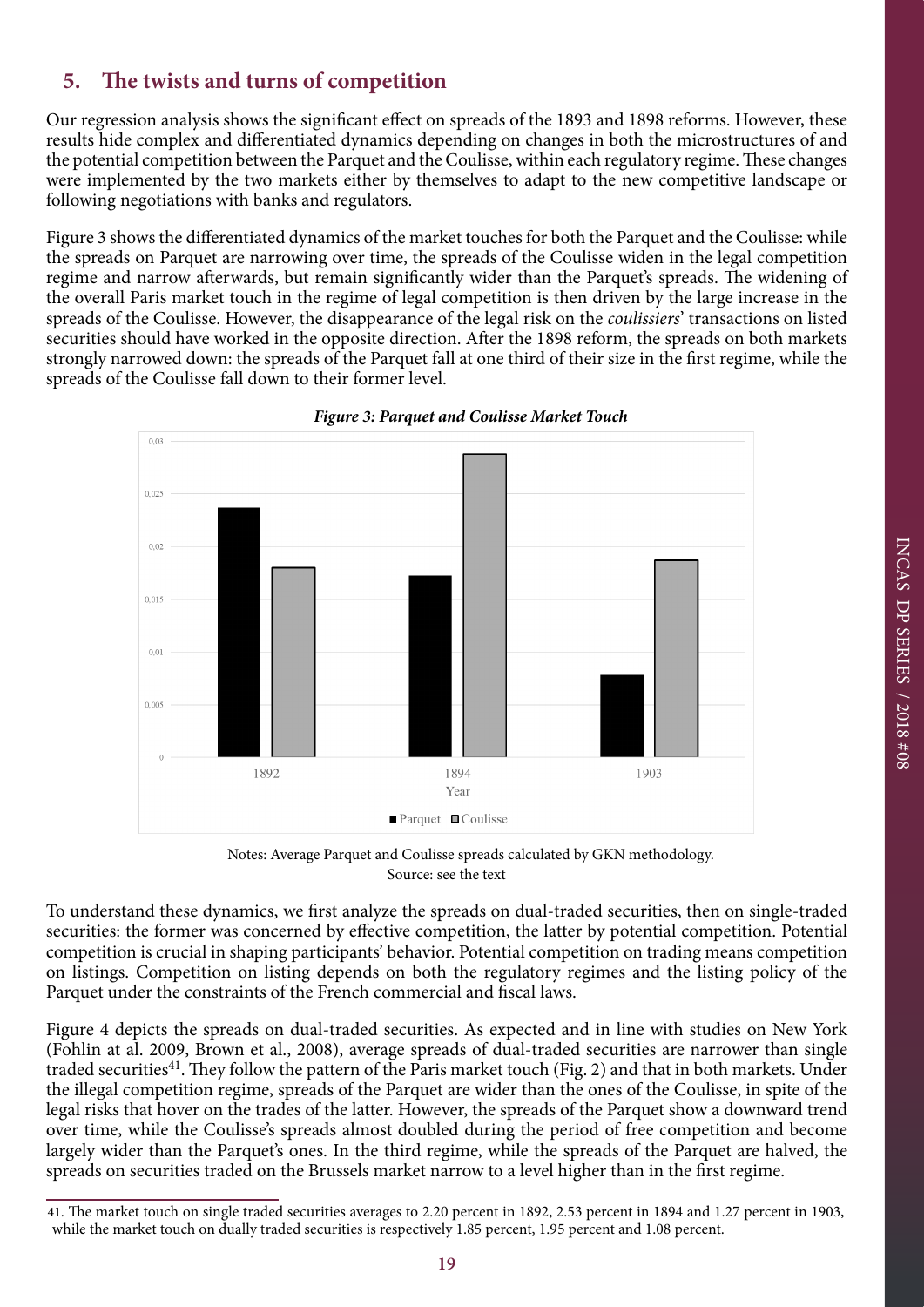## 5. The twists and turns of competition

Our regression analysis shows the significant effect on spreads of the 1893 and 1898 reforms. However, these results hide complex and differentiated dynamics depending on changes in both the microstructures of and the potential competition between the Parquet and the Coulisse, within each regulatory regime. These changes were implemented by the two markets either by themselves to adapt to the new competitive landscape or following negotiations with banks and regulators.

Figure 3 shows the differentiated dynamics of the market touches for both the Parquet and the Coulisse: while the spreads on Parquet are narrowing over time, the spreads of the Coulisse widen in the legal competition regime and narrow afterwards, but remain significantly wider than the Parquet's spreads. The widening of the overall Paris market touch in the regime of legal competition is then driven by the large increase in the spreads of the Coulisse. However, the disappearance of the legal risk on the *coulissiers*' transactions on listed securities should have worked in the opposite direction. After the 1898 reform, the spreads on both markets strongly narrowed down: the spreads of the Parquet fall at one third of their size in the first regime, while the spreads of the Coulisse fall down to their former level.

***Figure 3: Parquet and Coulisse Market Touch***

Notes: Average Parquet and Coulisse spreads calculated by GKN methodology.
Source: see the text

To understand these dynamics, we first analyze the spreads on dual-traded securities, then on single-traded securities: the former was concerned by effective competition, the latter by potential competition. Potential competition is crucial in shaping participants' behavior. Potential competition on trading means competition on listings. Competition on listing depends on both the regulatory regimes and the listing policy of the Parquet under the constraints of the French commercial and fiscal laws.

Figure 4 depicts the spreads on dual-traded securities. As expected and in line with studies on New York (Fohlin at al. 2009, Brown et al., 2008), average spreads of dual-traded securities are narrower than single traded securities[41]. They follow the pattern of the Paris market touch (Fig. 2) and that in both markets. Under the illegal competition regime, spreads of the Parquet are wider than the ones of the Coulisse, in spite of the legal risks that hover on the trades of the latter. However, the spreads of the Parquet show a downward trend over time, while the Coulisse's spreads almost doubled during the period of free competition and become largely wider than the Parquet's ones. In the third regime, while the spreads of the Parquet are halved, the spreads on securities traded on the Brussels market narrow to a level higher than in the first regime.

41. The market touch on single traded securities averages to 2.20 percent in 1892, 2.53 percent in 1894 and 1.27 percent in 1903, while the market touch on dually traded securities is respectively 1.85 percent, 1.95 percent and 1.08 percent.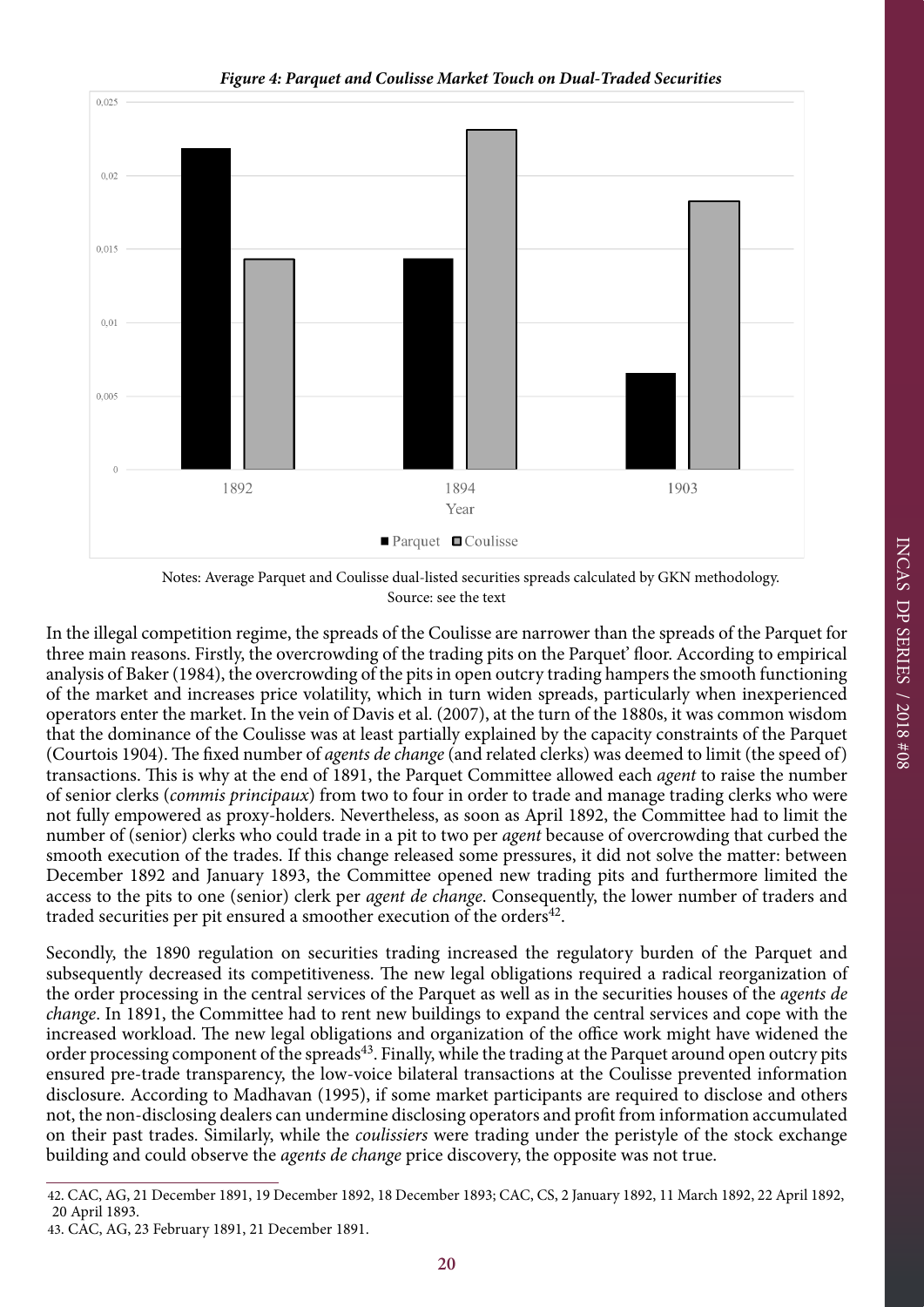***Figure 4: Parquet and Coulisse Market Touch on Dual-Traded Securities***

Notes: Average Parquet and Coulisse dual-listed securities spreads calculated by GKN methodology.
Source: see the text

In the illegal competition regime, the spreads of the Coulisse are narrower than the spreads of the Parquet for three main reasons. Firstly, the overcrowding of the trading pits on the Parquet' floor. According to empirical analysis of Baker (1984), the overcrowding of the pits in open outcry trading hampers the smooth functioning of the market and increases price volatility, which in turn widen spreads, particularly when inexperienced operators enter the market. In the vein of Davis et al. (2007), at the turn of the 1880s, it was common wisdom that the dominance of the Coulisse was at least partially explained by the capacity constraints of the Parquet (Courtois 1904). The fixed number of *agents de change* (and related clerks) was deemed to limit (the speed of) transactions. This is why at the end of 1891, the Parquet Committee allowed each *agent* to raise the number of senior clerks (*commis principaux*) from two to four in order to trade and manage trading clerks who were not fully empowered as proxy-holders. Nevertheless, as soon as April 1892, the Committee had to limit the number of (senior) clerks who could trade in a pit to two per *agent* because of overcrowding that curbed the smooth execution of the trades. If this change released some pressures, it did not solve the matter: between December 1892 and January 1893, the Committee opened new trading pits and furthermore limited the access to the pits to one (senior) clerk per *agent de change*. Consequently, the lower number of traders and traded securities per pit ensured a smoother execution of the orders[42].

Secondly, the 1890 regulation on securities trading increased the regulatory burden of the Parquet and subsequently decreased its competitiveness. The new legal obligations required a radical reorganization of the order processing in the central services of the Parquet as well as in the securities houses of the *agents de change*. In 1891, the Committee had to rent new buildings to expand the central services and cope with the increased workload. The new legal obligations and organization of the office work might have widened the order processing component of the spreads[43]. Finally, while the trading at the Parquet around open outcry pits ensured pre-trade transparency, the low-voice bilateral transactions at the Coulisse prevented information disclosure. According to Madhavan (1995), if some market participants are required to disclose and others not, the non-disclosing dealers can undermine disclosing operators and profit from information accumulated on their past trades. Similarly, while the *coulissiers* were trading under the peristyle of the stock exchange building and could observe the *agents de change* price discovery, the opposite was not true.

---

42. CAC, AG, 21 December 1891, 19 December 1892, 18 December 1893; CAC, CS, 2 January 1892, 11 March 1892, 22 April 1892, 20 April 1893.

43. CAC, AG, 23 February 1891, 21 December 1891.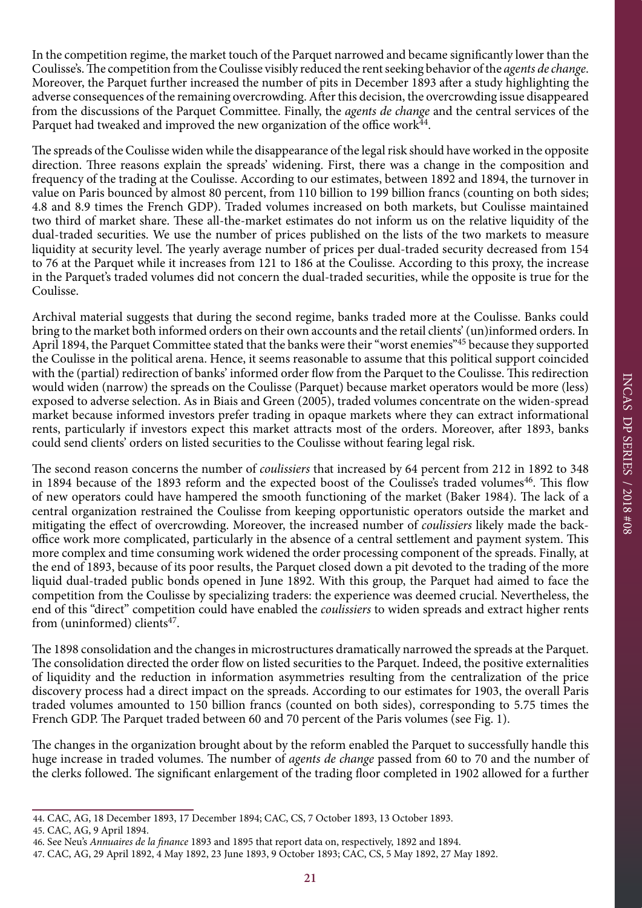In the competition regime, the market touch of the Parquet narrowed and became significantly lower than the Coulisse's. The competition from the Coulisse visibly reduced the rent seeking behavior of the *agents de change*. Moreover, the Parquet further increased the number of pits in December 1893 after a study highlighting the adverse consequences of the remaining overcrowding. After this decision, the overcrowding issue disappeared from the discussions of the Parquet Committee. Finally, the *agents de change* and the central services of the Parquet had tweaked and improved the new organization of the office work[44].

The spreads of the Coulisse widen while the disappearance of the legal risk should have worked in the opposite direction. Three reasons explain the spreads' widening. First, there was a change in the composition and frequency of the trading at the Coulisse. According to our estimates, between 1892 and 1894, the turnover in value on Paris bounced by almost 80 percent, from 110 billion to 199 billion francs (counting on both sides; 4.8 and 8.9 times the French GDP). Traded volumes increased on both markets, but Coulisse maintained two third of market share. These all-the-market estimates do not inform us on the relative liquidity of the dual-traded securities. We use the number of prices published on the lists of the two markets to measure liquidity at security level. The yearly average number of prices per dual-traded security decreased from 154 to 76 at the Parquet while it increases from 121 to 186 at the Coulisse. According to this proxy, the increase in the Parquet's traded volumes did not concern the dual-traded securities, while the opposite is true for the Coulisse.

Archival material suggests that during the second regime, banks traded more at the Coulisse. Banks could bring to the market both informed orders on their own accounts and the retail clients' (un)informed orders. In April 1894, the Parquet Committee stated that the banks were their "worst enemies"[45] because they supported the Coulisse in the political arena. Hence, it seems reasonable to assume that this political support coincided with the (partial) redirection of banks' informed order flow from the Parquet to the Coulisse. This redirection would widen (narrow) the spreads on the Coulisse (Parquet) because market operators would be more (less) exposed to adverse selection. As in Biais and Green (2005), traded volumes concentrate on the widen-spread market because informed investors prefer trading in opaque markets where they can extract informational rents, particularly if investors expect this market attracts most of the orders. Moreover, after 1893, banks could send clients' orders on listed securities to the Coulisse without fearing legal risk.

The second reason concerns the number of *coulissiers* that increased by 64 percent from 212 in 1892 to 348 in 1894 because of the 1893 reform and the expected boost of the Coulisse's traded volumes[46]. This flow of new operators could have hampered the smooth functioning of the market (Baker 1984). The lack of a central organization restrained the Coulisse from keeping opportunistic operators outside the market and mitigating the effect of overcrowding. Moreover, the increased number of *coulissiers* likely made the back-office work more complicated, particularly in the absence of a central settlement and payment system. This more complex and time consuming work widened the order processing component of the spreads. Finally, at the end of 1893, because of its poor results, the Parquet closed down a pit devoted to the trading of the more liquid dual-traded public bonds opened in June 1892. With this group, the Parquet had aimed to face the competition from the Coulisse by specializing traders: the experience was deemed crucial. Nevertheless, the end of this "direct" competition could have enabled the *coulissiers* to widen spreads and extract higher rents from (uninformed) clients[47].

The 1898 consolidation and the changes in microstructures dramatically narrowed the spreads at the Parquet. The consolidation directed the order flow on listed securities to the Parquet. Indeed, the positive externalities of liquidity and the reduction in information asymmetries resulting from the centralization of the price discovery process had a direct impact on the spreads. According to our estimates for 1903, the overall Paris traded volumes amounted to 150 billion francs (counted on both sides), corresponding to 5.75 times the French GDP. The Parquet traded between 60 and 70 percent of the Paris volumes (see Fig. 1).

The changes in the organization brought about by the reform enabled the Parquet to successfully handle this huge increase in traded volumes. The number of *agents de change* passed from 60 to 70 and the number of the clerks followed. The significant enlargement of the trading floor completed in 1902 allowed for a further

---

44. CAC, AG, 18 December 1893, 17 December 1894; CAC, CS, 7 October 1893, 13 October 1893.

45. CAC, AG, 9 April 1894.

46. See Neu's *Annuaires de la finance* 1893 and 1895 that report data on, respectively, 1892 and 1894.

47. CAC, AG, 29 April 1892, 4 May 1892, 23 June 1893, 9 October 1893; CAC, CS, 5 May 1892, 27 May 1892.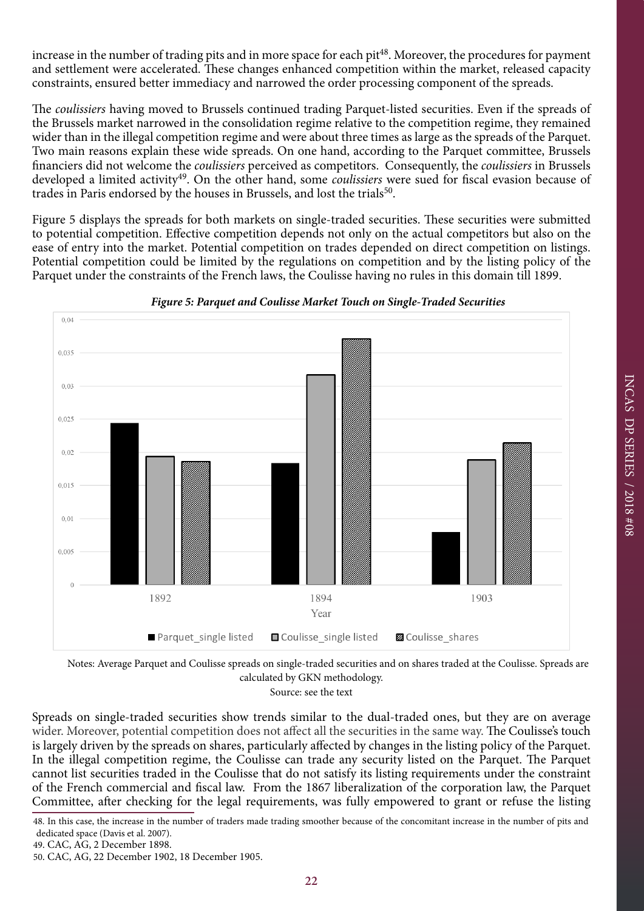increase in the number of trading pits and in more space for each pit[48]. Moreover, the procedures for payment and settlement were accelerated. These changes enhanced competition within the market, released capacity constraints, ensured better immediacy and narrowed the order processing component of the spreads.

The *coulissiers* having moved to Brussels continued trading Parquet-listed securities. Even if the spreads of the Brussels market narrowed in the consolidation regime relative to the competition regime, they remained wider than in the illegal competition regime and were about three times as large as the spreads of the Parquet. Two main reasons explain these wide spreads. On one hand, according to the Parquet committee, Brussels financiers did not welcome the *coulissiers* perceived as competitors. Consequently, the *coulissiers* in Brussels developed a limited activity[49]. On the other hand, some *coulissiers* were sued for fiscal evasion because of trades in Paris endorsed by the houses in Brussels, and lost the trials[50].

Figure 5 displays the spreads for both markets on single-traded securities. These securities were submitted to potential competition. Effective competition depends not only on the actual competitors but also on the ease of entry into the market. Potential competition on trades depended on direct competition on listings. Potential competition could be limited by the regulations on competition and by the listing policy of the Parquet under the constraints of the French laws, the Coulisse having no rules in this domain till 1899.

***Figure 5: Parquet and Coulisse Market Touch on Single-Traded Securities***

Notes: Average Parquet and Coulisse spreads on single-traded securities and on shares traded at the Coulisse. Spreads are calculated by GKN methodology.

Source: see the text

Spreads on single-traded securities show trends similar to the dual-traded ones, but they are on average wider. Moreover, potential competition does not affect all the securities in the same way. The Coulisse's touch is largely driven by the spreads on shares, particularly affected by changes in the listing policy of the Parquet. In the illegal competition regime, the Coulisse can trade any security listed on the Parquet. The Parquet cannot list securities traded in the Coulisse that do not satisfy its listing requirements under the constraint of the French commercial and fiscal law. From the 1867 liberalization of the corporation law, the Parquet Committee, after checking for the legal requirements, was fully empowered to grant or refuse the listing

48. In this case, the increase in the number of traders made trading smoother because of the concomitant increase in the number of pits and dedicated space (Davis et al. 2007).

49. CAC, AG, 2 December 1898.

50. CAC, AG, 22 December 1902, 18 December 1905.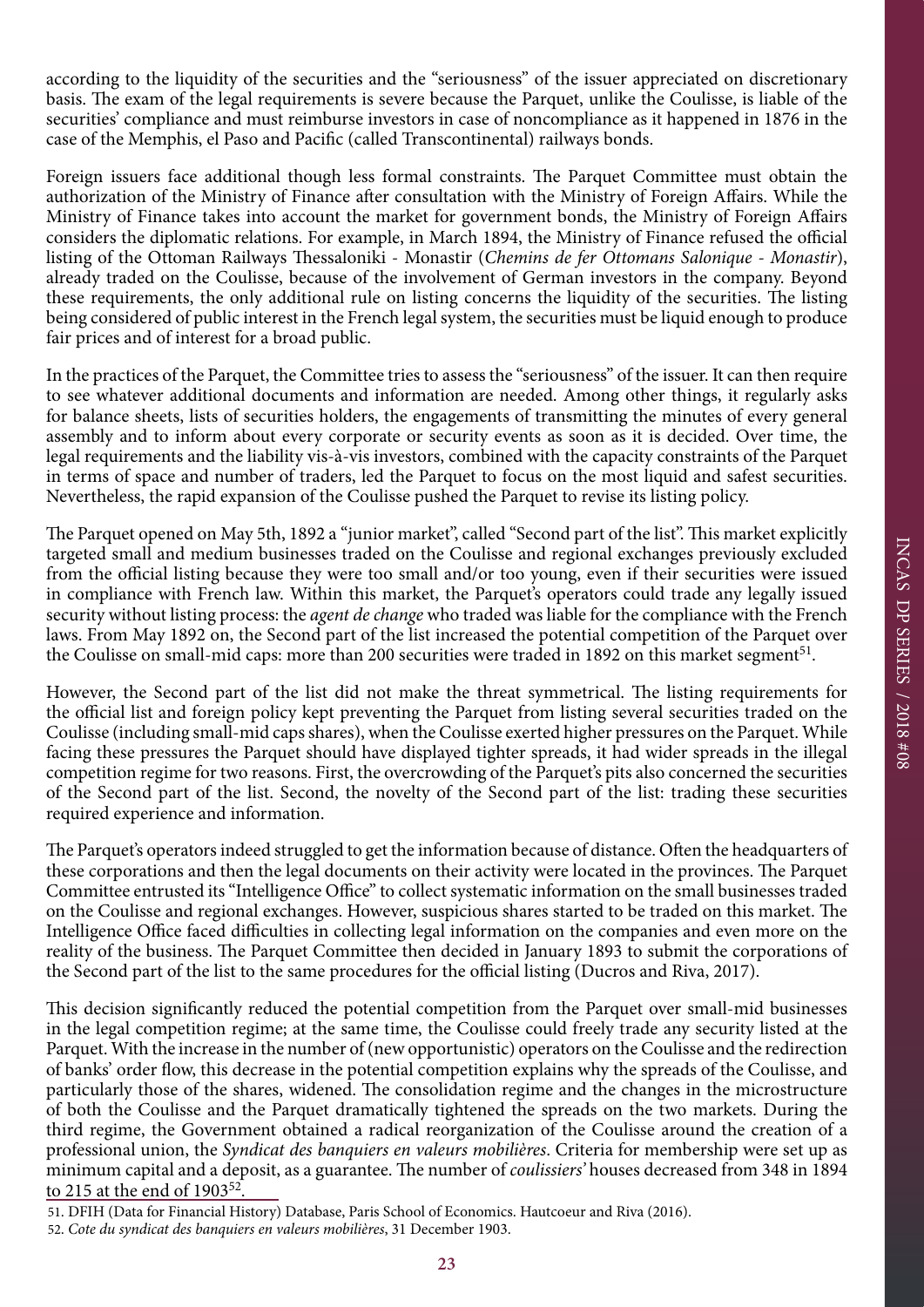according to the liquidity of the securities and the "seriousness" of the issuer appreciated on discretionary basis. The exam of the legal requirements is severe because the Parquet, unlike the Coulisse, is liable of the securities' compliance and must reimburse investors in case of noncompliance as it happened in 1876 in the case of the Memphis, el Paso and Pacific (called Transcontinental) railways bonds.

Foreign issuers face additional though less formal constraints. The Parquet Committee must obtain the authorization of the Ministry of Finance after consultation with the Ministry of Foreign Affairs. While the Ministry of Finance takes into account the market for government bonds, the Ministry of Foreign Affairs considers the diplomatic relations. For example, in March 1894, the Ministry of Finance refused the official listing of the Ottoman Railways Thessaloniki - Monastir (*Chemins de fer Ottomans Salonique - Monastir*), already traded on the Coulisse, because of the involvement of German investors in the company. Beyond these requirements, the only additional rule on listing concerns the liquidity of the securities. The listing being considered of public interest in the French legal system, the securities must be liquid enough to produce fair prices and of interest for a broad public.

In the practices of the Parquet, the Committee tries to assess the "seriousness" of the issuer. It can then require to see whatever additional documents and information are needed. Among other things, it regularly asks for balance sheets, lists of securities holders, the engagements of transmitting the minutes of every general assembly and to inform about every corporate or security events as soon as it is decided. Over time, the legal requirements and the liability vis-à-vis investors, combined with the capacity constraints of the Parquet in terms of space and number of traders, led the Parquet to focus on the most liquid and safest securities. Nevertheless, the rapid expansion of the Coulisse pushed the Parquet to revise its listing policy.

The Parquet opened on May 5th, 1892 a "junior market", called "Second part of the list". This market explicitly targeted small and medium businesses traded on the Coulisse and regional exchanges previously excluded from the official listing because they were too small and/or too young, even if their securities were issued in compliance with French law. Within this market, the Parquet's operators could trade any legally issued security without listing process: the *agent de change* who traded was liable for the compliance with the French laws. From May 1892 on, the Second part of the list increased the potential competition of the Parquet over the Coulisse on small-mid caps: more than 200 securities were traded in 1892 on this market segment[51].

However, the Second part of the list did not make the threat symmetrical. The listing requirements for the official list and foreign policy kept preventing the Parquet from listing several securities traded on the Coulisse (including small-mid caps shares), when the Coulisse exerted higher pressures on the Parquet. While facing these pressures the Parquet should have displayed tighter spreads, it had wider spreads in the illegal competition regime for two reasons. First, the overcrowding of the Parquet's pits also concerned the securities of the Second part of the list. Second, the novelty of the Second part of the list: trading these securities required experience and information.

The Parquet's operators indeed struggled to get the information because of distance. Often the headquarters of these corporations and then the legal documents on their activity were located in the provinces. The Parquet Committee entrusted its "Intelligence Office" to collect systematic information on the small businesses traded on the Coulisse and regional exchanges. However, suspicious shares started to be traded on this market. The Intelligence Office faced difficulties in collecting legal information on the companies and even more on the reality of the business. The Parquet Committee then decided in January 1893 to submit the corporations of the Second part of the list to the same procedures for the official listing (Ducros and Riva, 2017).

This decision significantly reduced the potential competition from the Parquet over small-mid businesses in the legal competition regime; at the same time, the Coulisse could freely trade any security listed at the Parquet. With the increase in the number of (new opportunistic) operators on the Coulisse and the redirection of banks' order flow, this decrease in the potential competition explains why the spreads of the Coulisse, and particularly those of the shares, widened. The consolidation regime and the changes in the microstructure of both the Coulisse and the Parquet dramatically tightened the spreads on the two markets. During the third regime, the Government obtained a radical reorganization of the Coulisse around the creation of a professional union, the *Syndicat des banquiers en valeurs mobilières*. Criteria for membership were set up as minimum capital and a deposit, as a guarantee. The number of *coulissiers'* houses decreased from 348 in 1894 to 215 at the end of 1903[52].

51. DFIH (Data for Financial History) Database, Paris School of Economics. Hautcoeur and Riva (2016).

52. *Cote du syndicat des banquiers en valeurs mobilières*, 31 December 1903.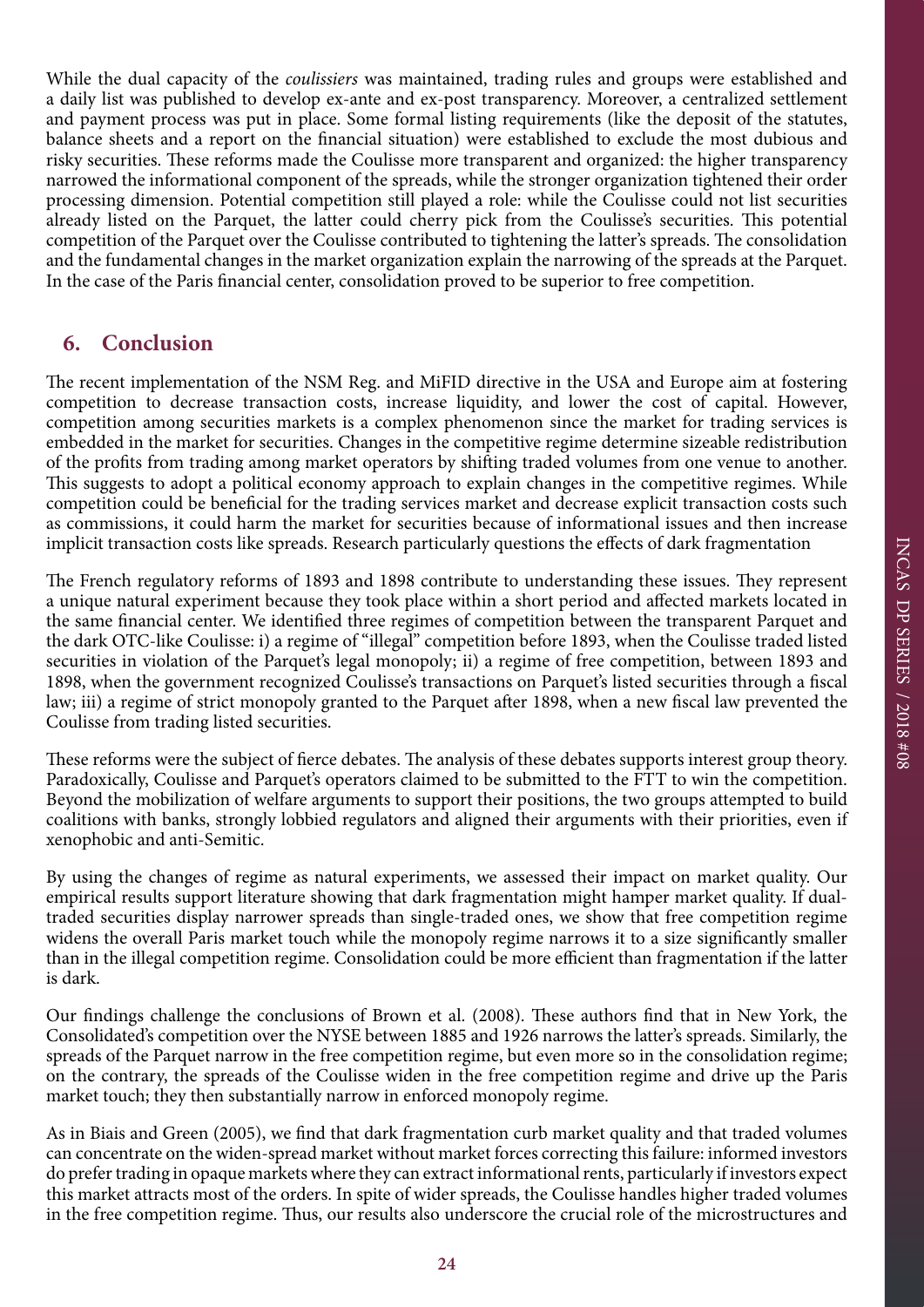While the dual capacity of the *coulissiers* was maintained, trading rules and groups were established and a daily list was published to develop ex-ante and ex-post transparency. Moreover, a centralized settlement and payment process was put in place. Some formal listing requirements (like the deposit of the statutes, balance sheets and a report on the financial situation) were established to exclude the most dubious and risky securities. These reforms made the Coulisse more transparent and organized: the higher transparency narrowed the informational component of the spreads, while the stronger organization tightened their order processing dimension. Potential competition still played a role: while the Coulisse could not list securities already listed on the Parquet, the latter could cherry pick from the Coulisse's securities. This potential competition of the Parquet over the Coulisse contributed to tightening the latter's spreads. The consolidation and the fundamental changes in the market organization explain the narrowing of the spreads at the Parquet. In the case of the Paris financial center, consolidation proved to be superior to free competition.

## 6. Conclusion

The recent implementation of the NSM Reg. and MiFID directive in the USA and Europe aim at fostering competition to decrease transaction costs, increase liquidity, and lower the cost of capital. However, competition among securities markets is a complex phenomenon since the market for trading services is embedded in the market for securities. Changes in the competitive regime determine sizeable redistribution of the profits from trading among market operators by shifting traded volumes from one venue to another. This suggests to adopt a political economy approach to explain changes in the competitive regimes. While competition could be beneficial for the trading services market and decrease explicit transaction costs such as commissions, it could harm the market for securities because of informational issues and then increase implicit transaction costs like spreads. Research particularly questions the effects of dark fragmentation

The French regulatory reforms of 1893 and 1898 contribute to understanding these issues. They represent a unique natural experiment because they took place within a short period and affected markets located in the same financial center. We identified three regimes of competition between the transparent Parquet and the dark OTC-like Coulisse: i) a regime of "illegal" competition before 1893, when the Coulisse traded listed securities in violation of the Parquet's legal monopoly; ii) a regime of free competition, between 1893 and 1898, when the government recognized Coulisse's transactions on Parquet's listed securities through a fiscal law; iii) a regime of strict monopoly granted to the Parquet after 1898, when a new fiscal law prevented the Coulisse from trading listed securities.

These reforms were the subject of fierce debates. The analysis of these debates supports interest group theory. Paradoxically, Coulisse and Parquet's operators claimed to be submitted to the FTT to win the competition. Beyond the mobilization of welfare arguments to support their positions, the two groups attempted to build coalitions with banks, strongly lobbied regulators and aligned their arguments with their priorities, even if xenophobic and anti-Semitic.

By using the changes of regime as natural experiments, we assessed their impact on market quality. Our empirical results support literature showing that dark fragmentation might hamper market quality. If dual-traded securities display narrower spreads than single-traded ones, we show that free competition regime widens the overall Paris market touch while the monopoly regime narrows it to a size significantly smaller than in the illegal competition regime. Consolidation could be more efficient than fragmentation if the latter is dark.

Our findings challenge the conclusions of Brown et al. (2008). These authors find that in New York, the Consolidated's competition over the NYSE between 1885 and 1926 narrows the latter's spreads. Similarly, the spreads of the Parquet narrow in the free competition regime, but even more so in the consolidation regime; on the contrary, the spreads of the Coulisse widen in the free competition regime and drive up the Paris market touch; they then substantially narrow in enforced monopoly regime.

As in Biais and Green (2005), we find that dark fragmentation curb market quality and that traded volumes can concentrate on the widen-spread market without market forces correcting this failure: informed investors do prefer trading in opaque markets where they can extract informational rents, particularly if investors expect this market attracts most of the orders. In spite of wider spreads, the Coulisse handles higher traded volumes in the free competition regime. Thus, our results also underscore the crucial role of the microstructures and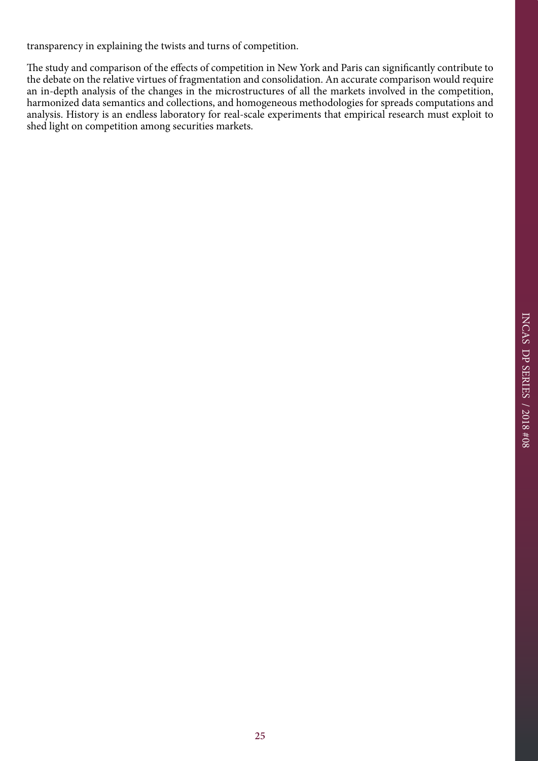transparency in explaining the twists and turns of competition.

The study and comparison of the effects of competition in New York and Paris can significantly contribute to the debate on the relative virtues of fragmentation and consolidation. An accurate comparison would require an in-depth analysis of the changes in the microstructures of all the markets involved in the competition, harmonized data semantics and collections, and homogeneous methodologies for spreads computations and analysis. History is an endless laboratory for real-scale experiments that empirical research must exploit to shed light on competition among securities markets.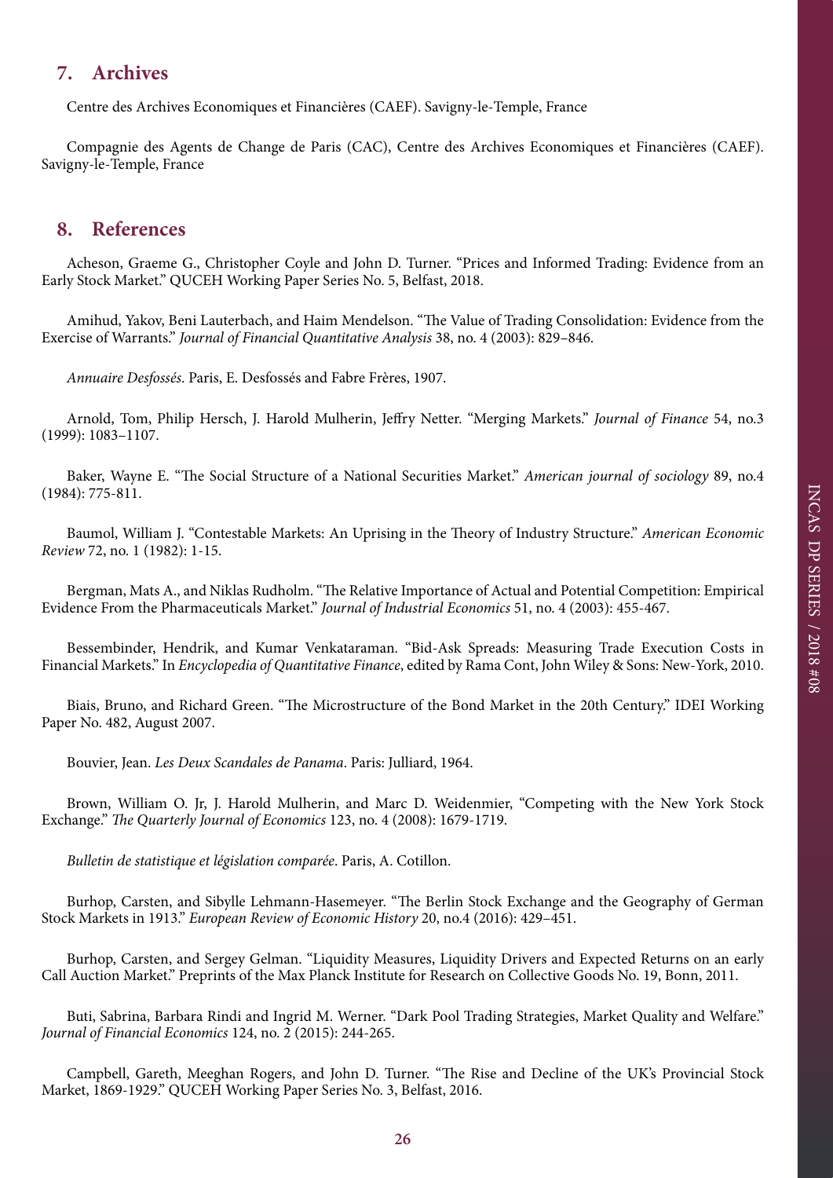## 7. Archives

Centre des Archives Economiques et Financières (CAEF). Savigny-le-Temple, France

Compagnie des Agents de Change de Paris (CAC), Centre des Archives Economiques et Financières (CAEF). Savigny-le-Temple, France

## 8. References

Acheson, Graeme G., Christopher Coyle and John D. Turner. "Prices and Informed Trading: Evidence from an Early Stock Market." QUCEH Working Paper Series No. 5, Belfast, 2018.

Amihud, Yakov, Beni Lauterbach, and Haim Mendelson. "The Value of Trading Consolidation: Evidence from the Exercise of Warrants." *Journal of Financial Quantitative Analysis* 38, no. 4 (2003): 829–846.

*Annuaire Desfossés*. Paris, E. Desfossés and Fabre Frères, 1907.

Arnold, Tom, Philip Hersch, J. Harold Mulherin, Jeffry Netter. "Merging Markets." *Journal of Finance* 54, no.3 (1999): 1083–1107.

Baker, Wayne E. "The Social Structure of a National Securities Market." *American journal of sociology* 89, no.4 (1984): 775-811.

Baumol, William J. "Contestable Markets: An Uprising in the Theory of Industry Structure." *American Economic Review* 72, no. 1 (1982): 1-15.

Bergman, Mats A., and Niklas Rudholm. "The Relative Importance of Actual and Potential Competition: Empirical Evidence From the Pharmaceuticals Market." *Journal of Industrial Economics* 51, no. 4 (2003): 455-467.

Bessembinder, Hendrik, and Kumar Venkataraman. "Bid-Ask Spreads: Measuring Trade Execution Costs in Financial Markets." In *Encyclopedia of Quantitative Finance*, edited by Rama Cont, John Wiley & Sons: New-York, 2010.

Biais, Bruno, and Richard Green. "The Microstructure of the Bond Market in the 20th Century." IDEI Working Paper No. 482, August 2007.

Bouvier, Jean. *Les Deux Scandales de Panama*. Paris: Julliard, 1964.

Brown, William O. Jr, J. Harold Mulherin, and Marc D. Weidenmier, "Competing with the New York Stock Exchange." *The Quarterly Journal of Economics* 123, no. 4 (2008): 1679-1719.

*Bulletin de statistique et législation comparée*. Paris, A. Cotillon.

Burhop, Carsten, and Sibylle Lehmann-Hasemeyer. "The Berlin Stock Exchange and the Geography of German Stock Markets in 1913." *European Review of Economic History* 20, no.4 (2016): 429–451.

Burhop, Carsten, and Sergey Gelman. "Liquidity Measures, Liquidity Drivers and Expected Returns on an early Call Auction Market." Preprints of the Max Planck Institute for Research on Collective Goods No. 19, Bonn, 2011.

Buti, Sabrina, Barbara Rindi and Ingrid M. Werner. "Dark Pool Trading Strategies, Market Quality and Welfare." *Journal of Financial Economics* 124, no. 2 (2015): 244-265.

Campbell, Gareth, Meeghan Rogers, and John D. Turner. "The Rise and Decline of the UK's Provincial Stock Market, 1869-1929." QUCEH Working Paper Series No. 3, Belfast, 2016.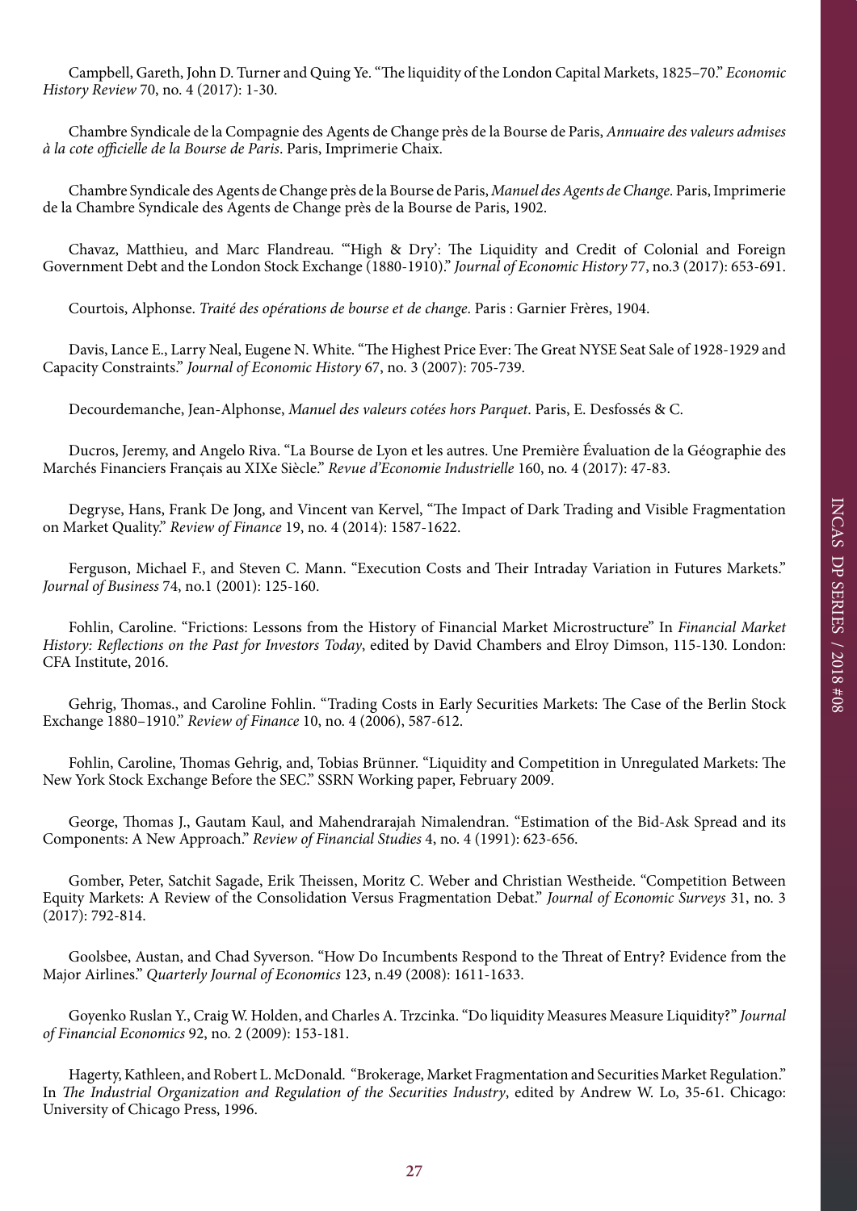Campbell, Gareth, John D. Turner and Quing Ye. "The liquidity of the London Capital Markets, 1825–70." *Economic History Review* 70, no. 4 (2017): 1-30.

Chambre Syndicale de la Compagnie des Agents de Change près de la Bourse de Paris, *Annuaire des valeurs admises à la cote officielle de la Bourse de Paris*. Paris, Imprimerie Chaix.

Chambre Syndicale des Agents de Change près de la Bourse de Paris, *Manuel des Agents de Change.* Paris, Imprimerie de la Chambre Syndicale des Agents de Change près de la Bourse de Paris, 1902.

Chavaz, Matthieu, and Marc Flandreau. "'High & Dry': The Liquidity and Credit of Colonial and Foreign Government Debt and the London Stock Exchange (1880-1910)." *Journal of Economic History* 77, no.3 (2017): 653-691.

Courtois, Alphonse. *Traité des opérations de bourse et de change*. Paris : Garnier Frères, 1904.

Davis, Lance E., Larry Neal, Eugene N. White. "The Highest Price Ever: The Great NYSE Seat Sale of 1928-1929 and Capacity Constraints." *Journal of Economic History* 67, no. 3 (2007): 705-739.

Decourdemanche, Jean-Alphonse, *Manuel des valeurs cotées hors Parquet*. Paris, E. Desfossés & C.

Ducros, Jeremy, and Angelo Riva. "La Bourse de Lyon et les autres. Une Première Évaluation de la Géographie des Marchés Financiers Français au XIXe Siècle." *Revue d'Economie Industrielle* 160, no. 4 (2017): 47-83.

Degryse, Hans, Frank De Jong, and Vincent van Kervel, "The Impact of Dark Trading and Visible Fragmentation on Market Quality." *Review of Finance* 19, no. 4 (2014): 1587-1622.

Ferguson, Michael F., and Steven C. Mann. "Execution Costs and Their Intraday Variation in Futures Markets." *Journal of Business* 74, no.1 (2001): 125-160.

Fohlin, Caroline. "Frictions: Lessons from the History of Financial Market Microstructure" In *Financial Market History: Reflections on the Past for Investors Today*, edited by David Chambers and Elroy Dimson, 115-130. London: CFA Institute, 2016.

Gehrig, Thomas., and Caroline Fohlin. "Trading Costs in Early Securities Markets: The Case of the Berlin Stock Exchange 1880–1910." *Review of Finance* 10, no. 4 (2006), 587-612.

Fohlin, Caroline, Thomas Gehrig, and, Tobias Brünner. "Liquidity and Competition in Unregulated Markets: The New York Stock Exchange Before the SEC." SSRN Working paper, February 2009.

George, Thomas J., Gautam Kaul, and Mahendrarajah Nimalendran. "Estimation of the Bid-Ask Spread and its Components: A New Approach." *Review of Financial Studies* 4, no. 4 (1991): 623-656.

Gomber, Peter, Satchit Sagade, Erik Theissen, Moritz C. Weber and Christian Westheide. "Competition Between Equity Markets: A Review of the Consolidation Versus Fragmentation Debat." *Journal of Economic Surveys* 31, no. 3 (2017): 792-814.

Goolsbee, Austan, and Chad Syverson. "How Do Incumbents Respond to the Threat of Entry? Evidence from the Major Airlines." *Quarterly Journal of Economics* 123, n.49 (2008): 1611-1633.

Goyenko Ruslan Y., Craig W. Holden, and Charles A. Trzcinka. "Do liquidity Measures Measure Liquidity?" *Journal of Financial Economics* 92, no. 2 (2009): 153-181.

Hagerty, Kathleen, and Robert L. McDonald. "Brokerage, Market Fragmentation and Securities Market Regulation." In *The Industrial Organization and Regulation of the Securities Industry*, edited by Andrew W. Lo, 35-61. Chicago: University of Chicago Press, 1996.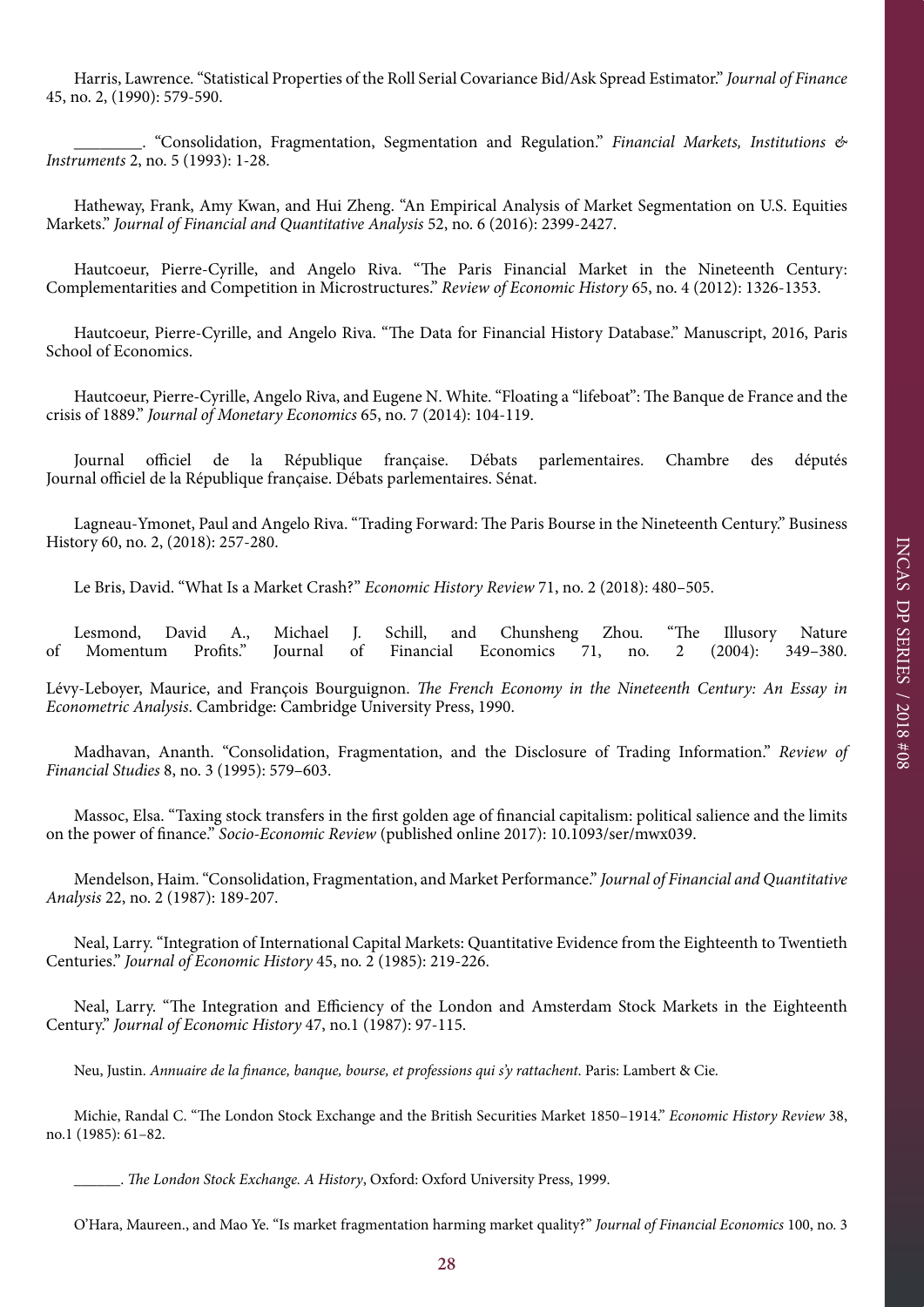Harris, Lawrence. "Statistical Properties of the Roll Serial Covariance Bid/Ask Spread Estimator." *Journal of Finance* 45, no. 2, (1990): 579-590.

________. "Consolidation, Fragmentation, Segmentation and Regulation." *Financial Markets, Institutions & Instruments* 2, no. 5 (1993): 1-28.

Hatheway, Frank, Amy Kwan, and Hui Zheng. "An Empirical Analysis of Market Segmentation on U.S. Equities Markets." *Journal of Financial and Quantitative Analysis* 52, no. 6 (2016): 2399-2427.

Hautcoeur, Pierre-Cyrille, and Angelo Riva. "The Paris Financial Market in the Nineteenth Century: Complementarities and Competition in Microstructures." *Review of Economic History* 65, no. 4 (2012): 1326-1353.

Hautcoeur, Pierre-Cyrille, and Angelo Riva. "The Data for Financial History Database." Manuscript, 2016, Paris School of Economics.

Hautcoeur, Pierre-Cyrille, Angelo Riva, and Eugene N. White. "Floating a "lifeboat": The Banque de France and the crisis of 1889." *Journal of Monetary Economics* 65, no. 7 (2014): 104-119.

Journal officiel de la République française. Débats parlementaires. Chambre des députés Journal officiel de la République française. Débats parlementaires. Sénat.

Lagneau-Ymonet, Paul and Angelo Riva. "Trading Forward: The Paris Bourse in the Nineteenth Century." Business History 60, no. 2, (2018): 257-280.

Le Bris, David. "What Is a Market Crash?" *Economic History Review* 71, no. 2 (2018): 480–505.

Lesmond, David A., Michael J. Schill, and Chunsheng Zhou. "The Illusory Nature of Momentum Profits." Journal of Financial Economics 71, no. 2 (2004): 349–380.

Lévy-Leboyer, Maurice, and François Bourguignon. *The French Economy in the Nineteenth Century: An Essay in Econometric Analysis*. Cambridge: Cambridge University Press, 1990.

Madhavan, Ananth. "Consolidation, Fragmentation, and the Disclosure of Trading Information." *Review of Financial Studies* 8, no. 3 (1995): 579–603.

Massoc, Elsa. "Taxing stock transfers in the first golden age of financial capitalism: political salience and the limits on the power of finance." *Socio-Economic Review* (published online 2017): 10.1093/ser/mwx039.

Mendelson, Haim. "Consolidation, Fragmentation, and Market Performance." *Journal of Financial and Quantitative Analysis* 22, no. 2 (1987): 189-207.

Neal, Larry. "Integration of International Capital Markets: Quantitative Evidence from the Eighteenth to Twentieth Centuries." *Journal of Economic History* 45, no. 2 (1985): 219-226.

Neal, Larry. "The Integration and Efficiency of the London and Amsterdam Stock Markets in the Eighteenth Century." *Journal of Economic History* 47, no.1 (1987): 97-115.

Neu, Justin. *Annuaire de la finance, banque, bourse, et professions qui s'y rattachent.* Paris: Lambert & Cie.

Michie, Randal C. "The London Stock Exchange and the British Securities Market 1850–1914." *Economic History Review* 38, no.1 (1985): 61–82.

______. *The London Stock Exchange. A History*, Oxford: Oxford University Press, 1999.

O'Hara, Maureen., and Mao Ye. "Is market fragmentation harming market quality?" *Journal of Financial Economics* 100, no. 3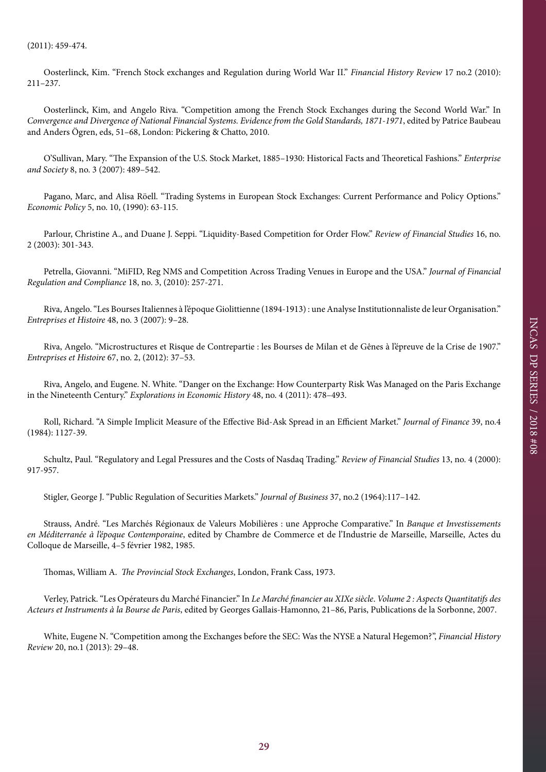(2011): 459-474.

Oosterlinck, Kim. "French Stock exchanges and Regulation during World War II." *Financial History Review* 17 no.2 (2010): 211–237.

Oosterlinck, Kim, and Angelo Riva. "Competition among the French Stock Exchanges during the Second World War." In *Convergence and Divergence of National Financial Systems. Evidence from the Gold Standards, 1871-1971*, edited by Patrice Baubeau and Anders Ögren, eds, 51–68, London: Pickering & Chatto, 2010.

O'Sullivan, Mary. "The Expansion of the U.S. Stock Market, 1885–1930: Historical Facts and Theoretical Fashions." *Enterprise and Society* 8, no. 3 (2007): 489–542.

Pagano, Marc, and Alisa Röell. "Trading Systems in European Stock Exchanges: Current Performance and Policy Options." *Economic Policy* 5, no. 10, (1990): 63-115.

Parlour, Christine A., and Duane J. Seppi. "Liquidity-Based Competition for Order Flow." *Review of Financial Studies* 16, no. 2 (2003): 301-343.

Petrella, Giovanni. "MiFID, Reg NMS and Competition Across Trading Venues in Europe and the USA." *Journal of Financial Regulation and Compliance* 18, no. 3, (2010): 257-271.

Riva, Angelo. "Les Bourses Italiennes à l'époque Giolittienne (1894-1913) : une Analyse Institutionnaliste de leur Organisation." *Entreprises et Histoire* 48, no. 3 (2007): 9–28.

Riva, Angelo. "Microstructures et Risque de Contrepartie : les Bourses de Milan et de Gênes à l'épreuve de la Crise de 1907." *Entreprises et Histoire* 67, no. 2, (2012): 37–53.

Riva, Angelo, and Eugene. N. White. "Danger on the Exchange: How Counterparty Risk Was Managed on the Paris Exchange in the Nineteenth Century." *Explorations in Economic History* 48, no. 4 (2011): 478–493.

Roll, Richard. "A Simple Implicit Measure of the Effective Bid-Ask Spread in an Efficient Market." *Journal of Finance* 39, no.4 (1984): 1127-39.

Schultz, Paul. "Regulatory and Legal Pressures and the Costs of Nasdaq Trading." *Review of Financial Studies* 13, no. 4 (2000): 917-957.

Stigler, George J. "Public Regulation of Securities Markets." *Journal of Business* 37, no.2 (1964):117–142.

Strauss, André. "Les Marchés Régionaux de Valeurs Mobilières : une Approche Comparative." In *Banque et Investissements en Méditerranée à l'époque Contemporaine*, edited by Chambre de Commerce et de l'Industrie de Marseille, Marseille, Actes du Colloque de Marseille, 4–5 février 1982, 1985.

Thomas, William A. *The Provincial Stock Exchanges*, London, Frank Cass, 1973.

Verley, Patrick. "Les Opérateurs du Marché Financier." In *Le Marché financier au XIXe siècle. Volume 2 : Aspects Quantitatifs des Acteurs et Instruments à la Bourse de Paris*, edited by Georges Gallais-Hamonno, 21–86, Paris, Publications de la Sorbonne, 2007.

White, Eugene N. "Competition among the Exchanges before the SEC: Was the NYSE a Natural Hegemon?", *Financial History Review* 20, no.1 (2013): 29–48.